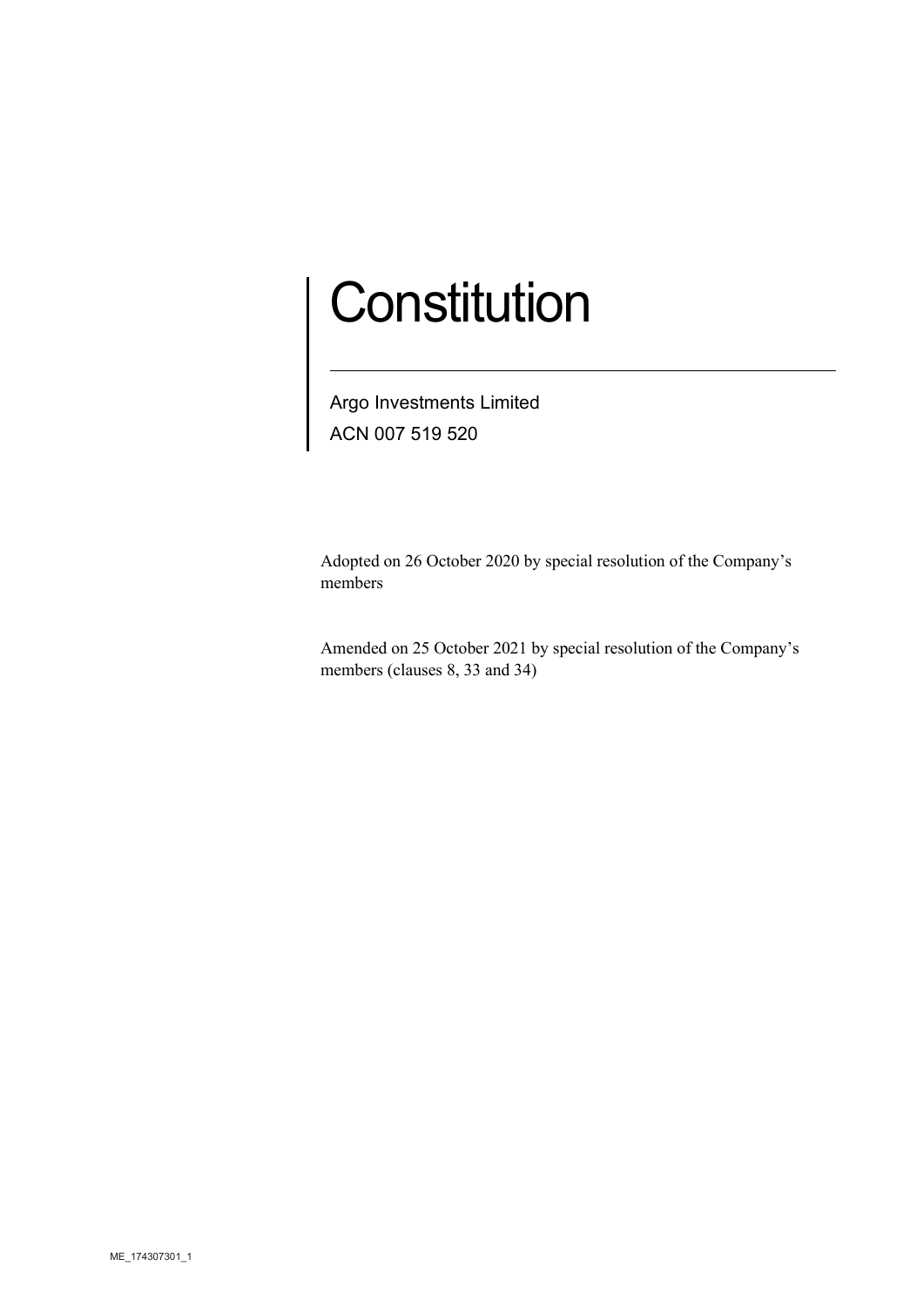# Constitution

Argo Investments Limited

ACN 007 519 520

Adopted on 26 October 2020 by special resolution of the Company's members

Amended on 25 October 2021 by special resolution of the Company's members (clauses 8, 33 and 34)

ME_174307301_1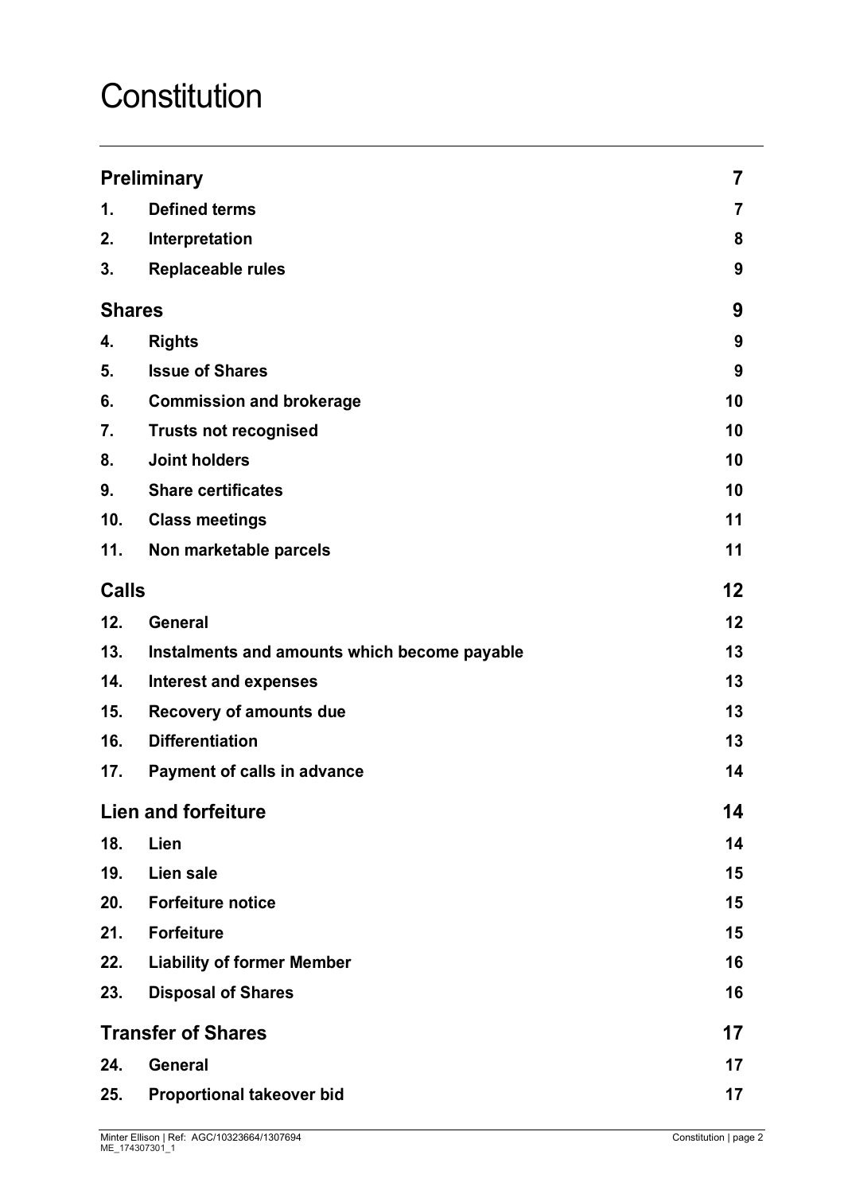# Constitution

| | | |
|---|---|---|
| **Preliminary** | | **7** |
| **1.** | **Defined terms** | **7** |
| **2.** | **Interpretation** | **8** |
| **3.** | **Replaceable rules** | **9** |
| **Shares** | | **9** |
| **4.** | **Rights** | **9** |
| **5.** | **Issue of Shares** | **9** |
| **6.** | **Commission and brokerage** | **10** |
| **7.** | **Trusts not recognised** | **10** |
| **8.** | **Joint holders** | **10** |
| **9.** | **Share certificates** | **10** |
| **10.** | **Class meetings** | **11** |
| **11.** | **Non marketable parcels** | **11** |
| **Calls** | | **12** |
| **12.** | **General** | **12** |
| **13.** | **Instalments and amounts which become payable** | **13** |
| **14.** | **Interest and expenses** | **13** |
| **15.** | **Recovery of amounts due** | **13** |
| **16.** | **Differentiation** | **13** |
| **17.** | **Payment of calls in advance** | **14** |
| **Lien and forfeiture** | | **14** |
| **18.** | **Lien** | **14** |
| **19.** | **Lien sale** | **15** |
| **20.** | **Forfeiture notice** | **15** |
| **21.** | **Forfeiture** | **15** |
| **22.** | **Liability of former Member** | **16** |
| **23.** | **Disposal of Shares** | **16** |
| **Transfer of Shares** | | **17** |
| **24.** | **General** | **17** |
| **25.** | **Proportional takeover bid** | **17** |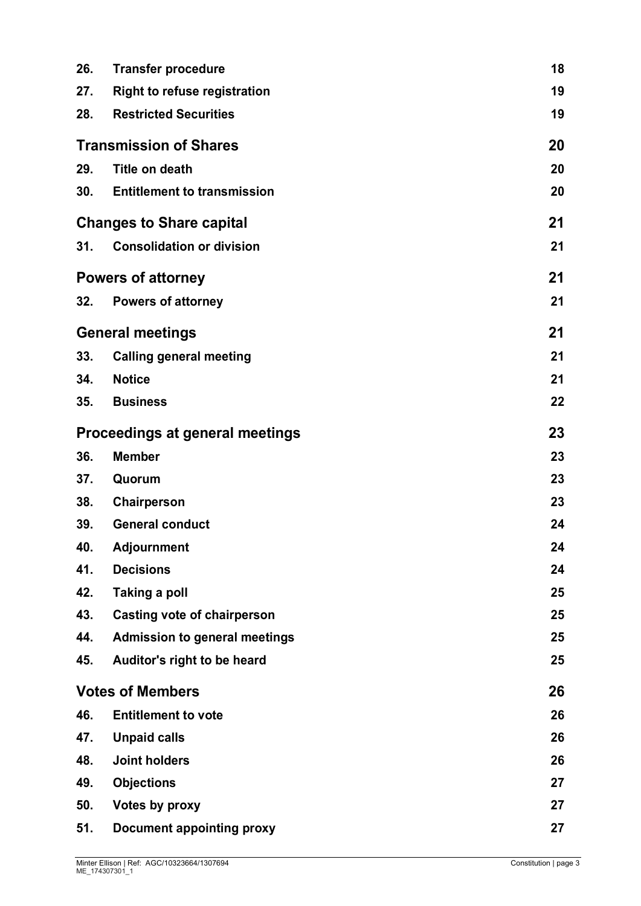| | | |
|---|---|---|
| **26.** | **Transfer procedure** | **18** |
| **27.** | **Right to refuse registration** | **19** |
| **28.** | **Restricted Securities** | **19** |
| | **Transmission of Shares** | **20** |
| **29.** | **Title on death** | **20** |
| **30.** | **Entitlement to transmission** | **20** |
| | **Changes to Share capital** | **21** |
| **31.** | **Consolidation or division** | **21** |
| | **Powers of attorney** | **21** |
| **32.** | **Powers of attorney** | **21** |
| | **General meetings** | **21** |
| **33.** | **Calling general meeting** | **21** |
| **34.** | **Notice** | **21** |
| **35.** | **Business** | **22** |
| | **Proceedings at general meetings** | **23** |
| **36.** | **Member** | **23** |
| **37.** | **Quorum** | **23** |
| **38.** | **Chairperson** | **23** |
| **39.** | **General conduct** | **24** |
| **40.** | **Adjournment** | **24** |
| **41.** | **Decisions** | **24** |
| **42.** | **Taking a poll** | **25** |
| **43.** | **Casting vote of chairperson** | **25** |
| **44.** | **Admission to general meetings** | **25** |
| **45.** | **Auditor's right to be heard** | **25** |
| | **Votes of Members** | **26** |
| **46.** | **Entitlement to vote** | **26** |
| **47.** | **Unpaid calls** | **26** |
| **48.** | **Joint holders** | **26** |
| **49.** | **Objections** | **27** |
| **50.** | **Votes by proxy** | **27** |
| **51.** | **Document appointing proxy** | **27** |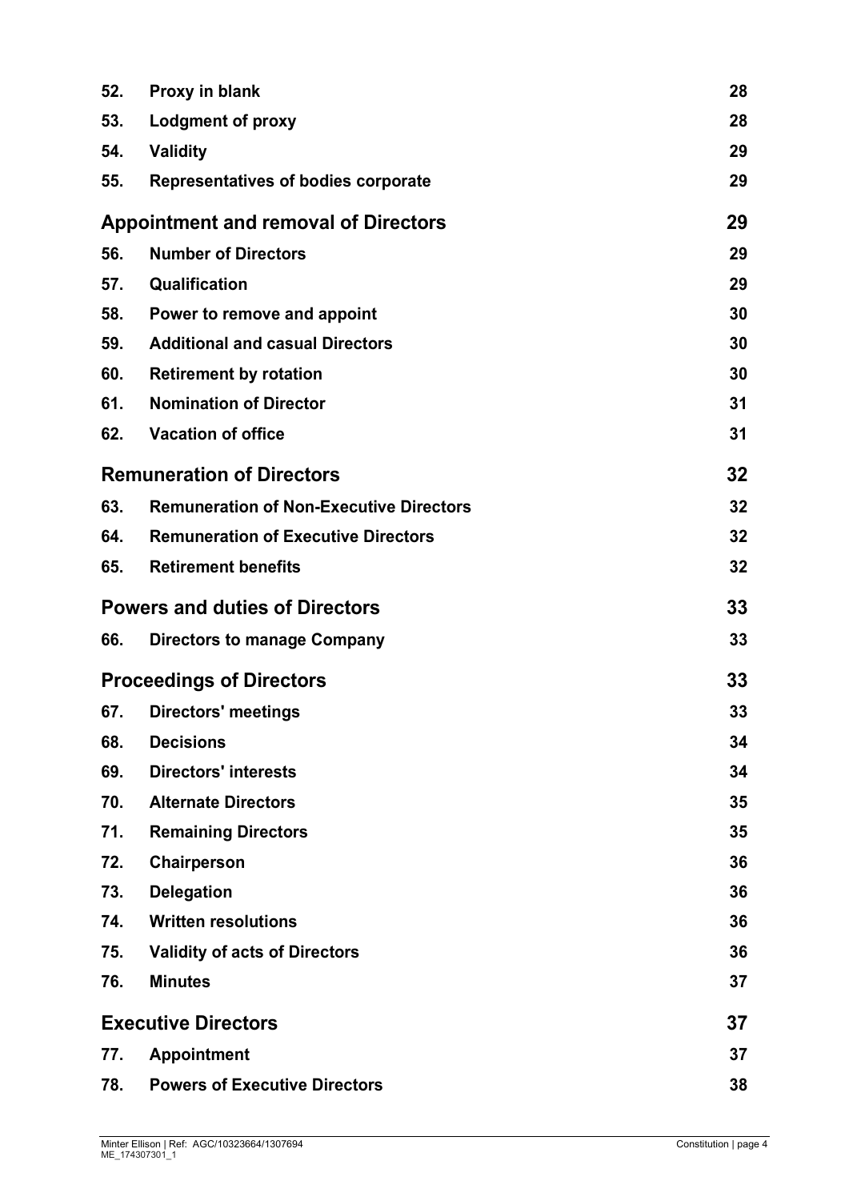| | | |
|---|---|---|
| 52. | **Proxy in blank** | 28 |
| 53. | **Lodgment of proxy** | 28 |
| 54. | **Validity** | 29 |
| 55. | **Representatives of bodies corporate** | 29 |
| | **Appointment and removal of Directors** | **29** |
| 56. | **Number of Directors** | 29 |
| 57. | **Qualification** | 29 |
| 58. | **Power to remove and appoint** | 30 |
| 59. | **Additional and casual Directors** | 30 |
| 60. | **Retirement by rotation** | 30 |
| 61. | **Nomination of Director** | 31 |
| 62. | **Vacation of office** | 31 |
| | **Remuneration of Directors** | **32** |
| 63. | **Remuneration of Non-Executive Directors** | 32 |
| 64. | **Remuneration of Executive Directors** | 32 |
| 65. | **Retirement benefits** | 32 |
| | **Powers and duties of Directors** | **33** |
| 66. | **Directors to manage Company** | 33 |
| | **Proceedings of Directors** | **33** |
| 67. | **Directors' meetings** | 33 |
| 68. | **Decisions** | 34 |
| 69. | **Directors' interests** | 34 |
| 70. | **Alternate Directors** | 35 |
| 71. | **Remaining Directors** | 35 |
| 72. | **Chairperson** | 36 |
| 73. | **Delegation** | 36 |
| 74. | **Written resolutions** | 36 |
| 75. | **Validity of acts of Directors** | 36 |
| 76. | **Minutes** | 37 |
| | **Executive Directors** | **37** |
| 77. | **Appointment** | 37 |
| 78. | **Powers of Executive Directors** | 38 |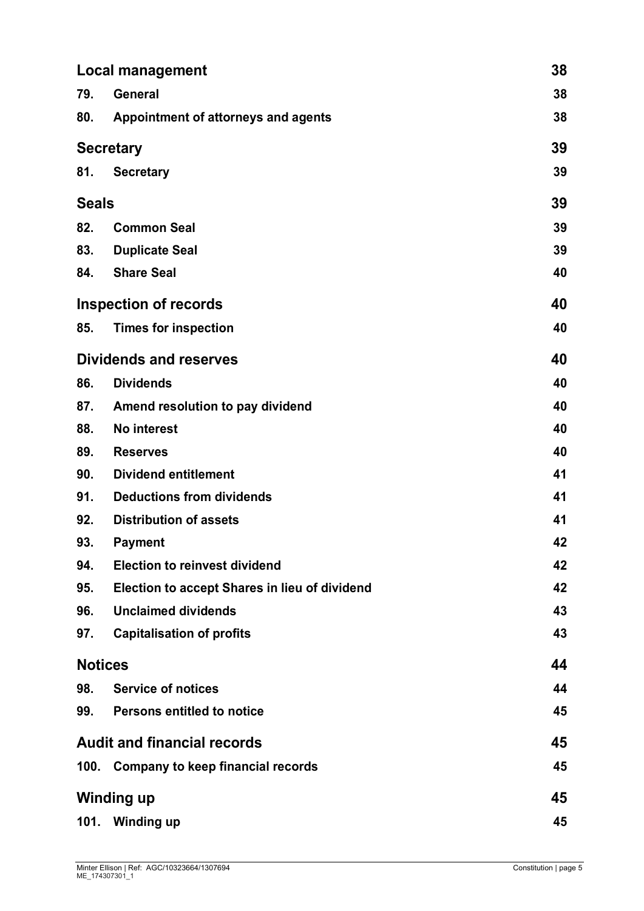| | | |
|---|---|---|
| **Local management** | | **38** |
| **79.** | **General** | **38** |
| **80.** | **Appointment of attorneys and agents** | **38** |
| **Secretary** | | **39** |
| **81.** | **Secretary** | **39** |
| **Seals** | | **39** |
| **82.** | **Common Seal** | **39** |
| **83.** | **Duplicate Seal** | **39** |
| **84.** | **Share Seal** | **40** |
| **Inspection of records** | | **40** |
| **85.** | **Times for inspection** | **40** |
| **Dividends and reserves** | | **40** |
| **86.** | **Dividends** | **40** |
| **87.** | **Amend resolution to pay dividend** | **40** |
| **88.** | **No interest** | **40** |
| **89.** | **Reserves** | **40** |
| **90.** | **Dividend entitlement** | **41** |
| **91.** | **Deductions from dividends** | **41** |
| **92.** | **Distribution of assets** | **41** |
| **93.** | **Payment** | **42** |
| **94.** | **Election to reinvest dividend** | **42** |
| **95.** | **Election to accept Shares in lieu of dividend** | **42** |
| **96.** | **Unclaimed dividends** | **43** |
| **97.** | **Capitalisation of profits** | **43** |
| **Notices** | | **44** |
| **98.** | **Service of notices** | **44** |
| **99.** | **Persons entitled to notice** | **45** |
| **Audit and financial records** | | **45** |
| **100.** | **Company to keep financial records** | **45** |
| **Winding up** | | **45** |
| **101.** | **Winding up** | **45** |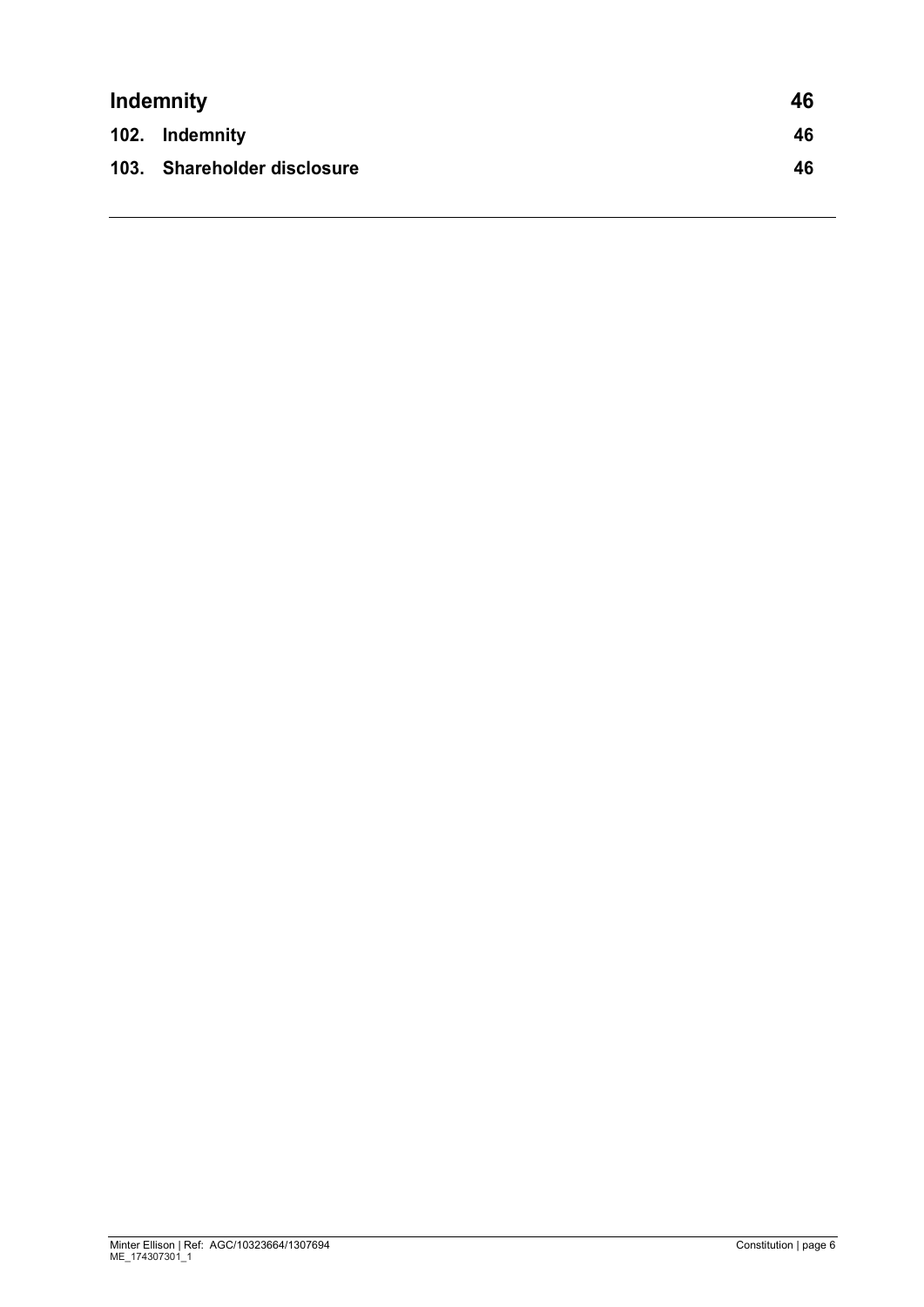| Indemnity | 46 |
| --- | --- |
| **102. Indemnity** | **46** |
| **103. Shareholder disclosure** | **46** |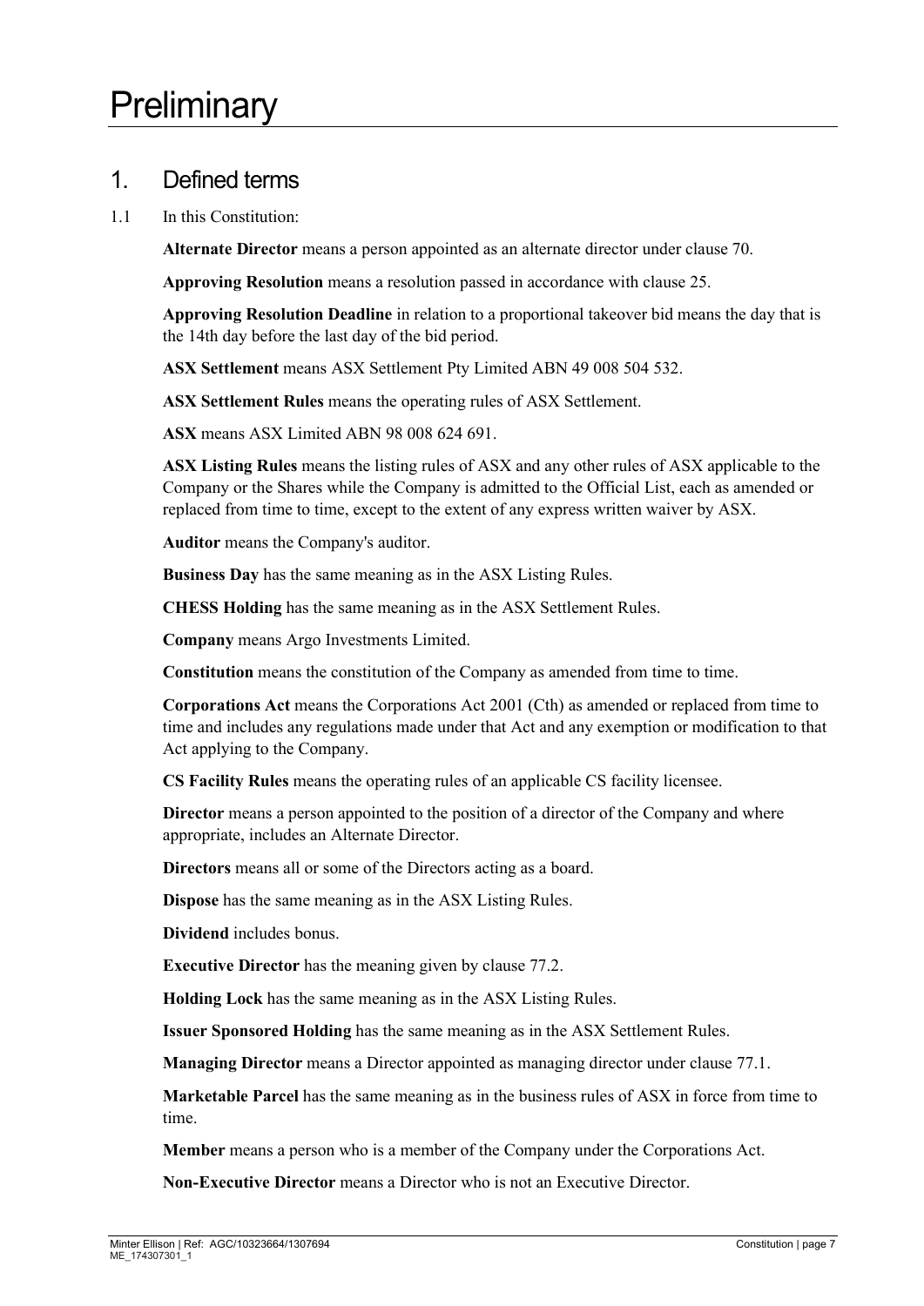# Preliminary

## 1. Defined terms

1.1 In this Constitution:

**Alternate Director** means a person appointed as an alternate director under clause 70.

**Approving Resolution** means a resolution passed in accordance with clause 25.

**Approving Resolution Deadline** in relation to a proportional takeover bid means the day that is the 14th day before the last day of the bid period.

**ASX Settlement** means ASX Settlement Pty Limited ABN 49 008 504 532.

**ASX Settlement Rules** means the operating rules of ASX Settlement.

**ASX** means ASX Limited ABN 98 008 624 691.

**ASX Listing Rules** means the listing rules of ASX and any other rules of ASX applicable to the Company or the Shares while the Company is admitted to the Official List, each as amended or replaced from time to time, except to the extent of any express written waiver by ASX.

**Auditor** means the Company's auditor.

**Business Day** has the same meaning as in the ASX Listing Rules.

**CHESS Holding** has the same meaning as in the ASX Settlement Rules.

**Company** means Argo Investments Limited.

**Constitution** means the constitution of the Company as amended from time to time.

**Corporations Act** means the Corporations Act 2001 (Cth) as amended or replaced from time to time and includes any regulations made under that Act and any exemption or modification to that Act applying to the Company.

**CS Facility Rules** means the operating rules of an applicable CS facility licensee.

**Director** means a person appointed to the position of a director of the Company and where appropriate, includes an Alternate Director.

**Directors** means all or some of the Directors acting as a board.

**Dispose** has the same meaning as in the ASX Listing Rules.

**Dividend** includes bonus.

**Executive Director** has the meaning given by clause 77.2.

**Holding Lock** has the same meaning as in the ASX Listing Rules.

**Issuer Sponsored Holding** has the same meaning as in the ASX Settlement Rules.

**Managing Director** means a Director appointed as managing director under clause 77.1.

**Marketable Parcel** has the same meaning as in the business rules of ASX in force from time to time.

**Member** means a person who is a member of the Company under the Corporations Act.

**Non-Executive Director** means a Director who is not an Executive Director.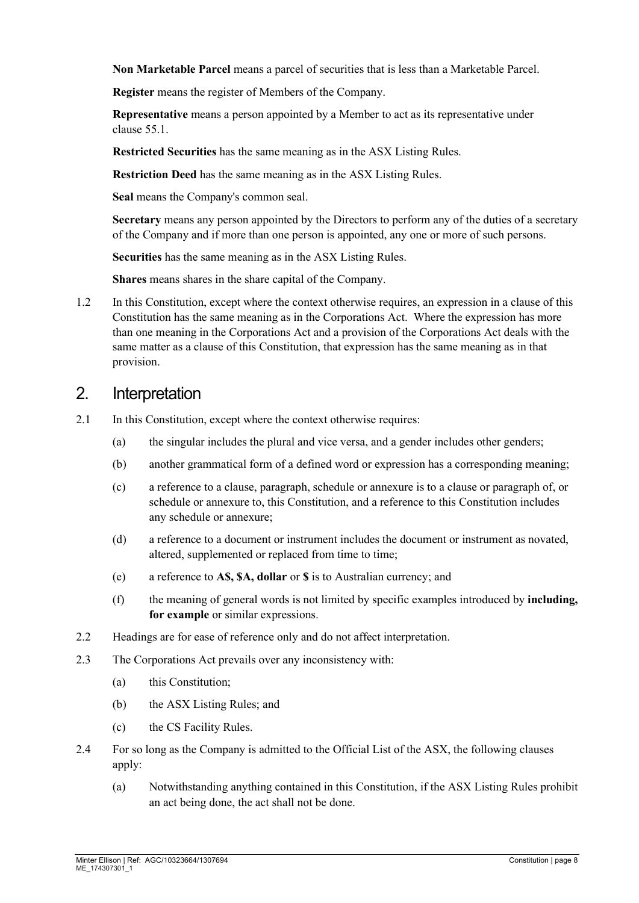**Non Marketable Parcel** means a parcel of securities that is less than a Marketable Parcel.

**Register** means the register of Members of the Company.

**Representative** means a person appointed by a Member to act as its representative under clause 55.1.

**Restricted Securities** has the same meaning as in the ASX Listing Rules.

**Restriction Deed** has the same meaning as in the ASX Listing Rules.

**Seal** means the Company's common seal.

**Secretary** means any person appointed by the Directors to perform any of the duties of a secretary of the Company and if more than one person is appointed, any one or more of such persons.

**Securities** has the same meaning as in the ASX Listing Rules.

**Shares** means shares in the share capital of the Company.

1.2 In this Constitution, except where the context otherwise requires, an expression in a clause of this Constitution has the same meaning as in the Corporations Act. Where the expression has more than one meaning in the Corporations Act and a provision of the Corporations Act deals with the same matter as a clause of this Constitution, that expression has the same meaning as in that provision.

## 2. Interpretation

2.1 In this Constitution, except where the context otherwise requires:

(a) the singular includes the plural and vice versa, and a gender includes other genders;

(b) another grammatical form of a defined word or expression has a corresponding meaning;

(c) a reference to a clause, paragraph, schedule or annexure is to a clause or paragraph of, or schedule or annexure to, this Constitution, and a reference to this Constitution includes any schedule or annexure;

(d) a reference to a document or instrument includes the document or instrument as novated, altered, supplemented or replaced from time to time;

(e) a reference to **A$, $A, dollar** or **$** is to Australian currency; and

(f) the meaning of general words is not limited by specific examples introduced by **including, for example** or similar expressions.

2.2 Headings are for ease of reference only and do not affect interpretation.

2.3 The Corporations Act prevails over any inconsistency with:

(a) this Constitution;

(b) the ASX Listing Rules; and

(c) the CS Facility Rules.

2.4 For so long as the Company is admitted to the Official List of the ASX, the following clauses apply:

(a) Notwithstanding anything contained in this Constitution, if the ASX Listing Rules prohibit an act being done, the act shall not be done.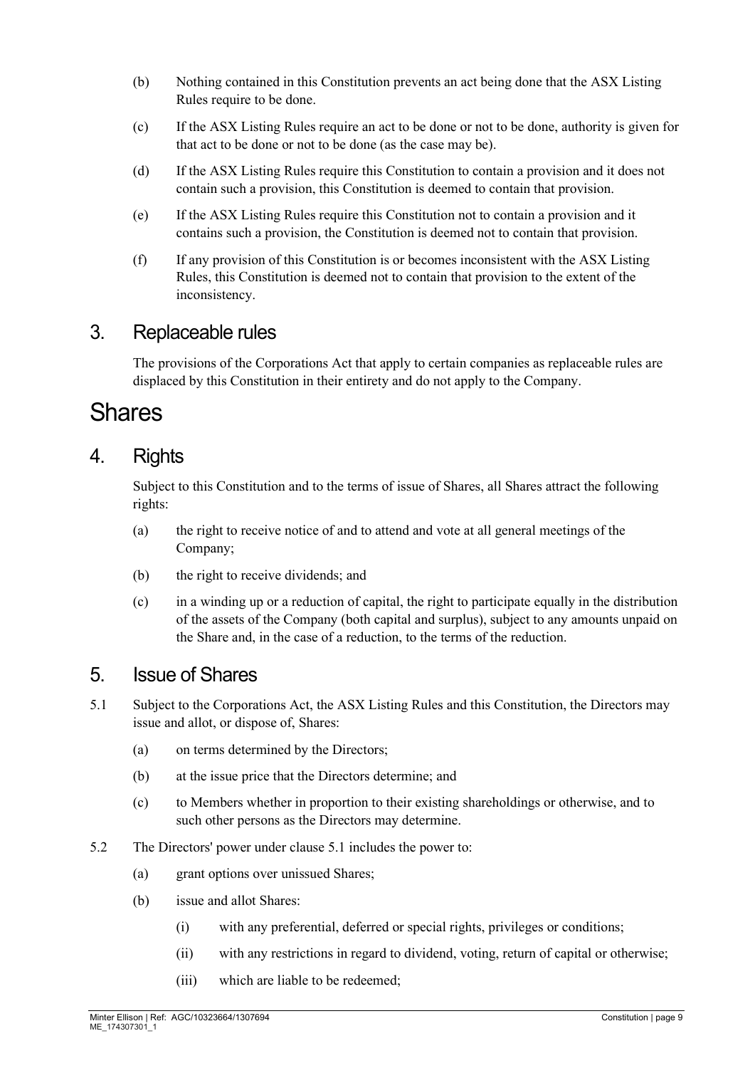(b) Nothing contained in this Constitution prevents an act being done that the ASX Listing Rules require to be done.

(c) If the ASX Listing Rules require an act to be done or not to be done, authority is given for that act to be done or not to be done (as the case may be).

(d) If the ASX Listing Rules require this Constitution to contain a provision and it does not contain such a provision, this Constitution is deemed to contain that provision.

(e) If the ASX Listing Rules require this Constitution not to contain a provision and it contains such a provision, the Constitution is deemed not to contain that provision.

(f) If any provision of this Constitution is or becomes inconsistent with the ASX Listing Rules, this Constitution is deemed not to contain that provision to the extent of the inconsistency.

## 3. Replaceable rules

The provisions of the Corporations Act that apply to certain companies as replaceable rules are displaced by this Constitution in their entirety and do not apply to the Company.

# Shares

## 4. Rights

Subject to this Constitution and to the terms of issue of Shares, all Shares attract the following rights:

(a) the right to receive notice of and to attend and vote at all general meetings of the Company;

(b) the right to receive dividends; and

(c) in a winding up or a reduction of capital, the right to participate equally in the distribution of the assets of the Company (both capital and surplus), subject to any amounts unpaid on the Share and, in the case of a reduction, to the terms of the reduction.

## 5. Issue of Shares

5.1 Subject to the Corporations Act, the ASX Listing Rules and this Constitution, the Directors may issue and allot, or dispose of, Shares:

(a) on terms determined by the Directors;

(b) at the issue price that the Directors determine; and

(c) to Members whether in proportion to their existing shareholdings or otherwise, and to such other persons as the Directors may determine.

5.2 The Directors' power under clause 5.1 includes the power to:

(a) grant options over unissued Shares;

(b) issue and allot Shares:

(i) with any preferential, deferred or special rights, privileges or conditions;

(ii) with any restrictions in regard to dividend, voting, return of capital or otherwise;

(iii) which are liable to be redeemed;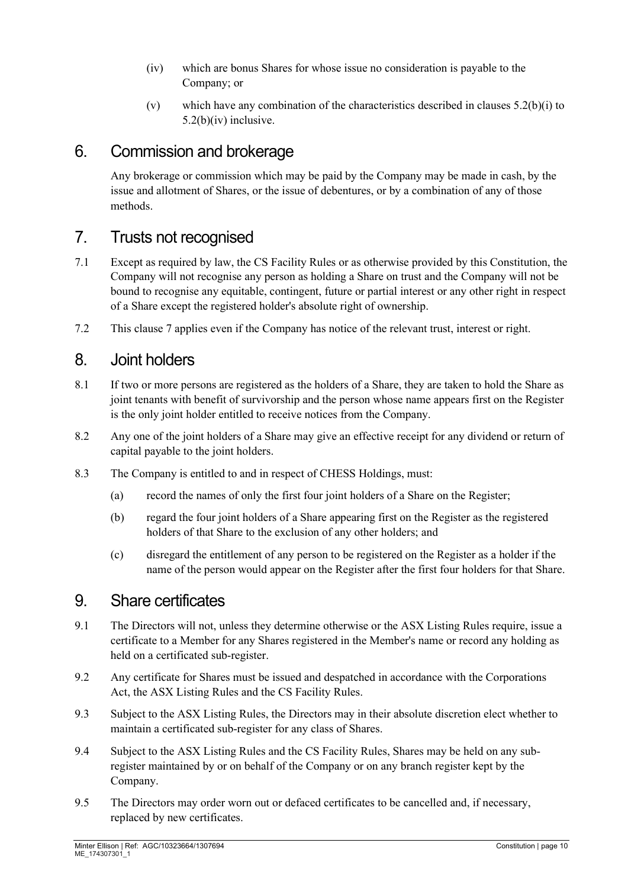(iv) which are bonus Shares for whose issue no consideration is payable to the Company; or

(v) which have any combination of the characteristics described in clauses 5.2(b)(i) to 5.2(b)(iv) inclusive.

# 6. Commission and brokerage

Any brokerage or commission which may be paid by the Company may be made in cash, by the issue and allotment of Shares, or the issue of debentures, or by a combination of any of those methods.

# 7. Trusts not recognised

7.1 Except as required by law, the CS Facility Rules or as otherwise provided by this Constitution, the Company will not recognise any person as holding a Share on trust and the Company will not be bound to recognise any equitable, contingent, future or partial interest or any other right in respect of a Share except the registered holder's absolute right of ownership.

7.2 This clause 7 applies even if the Company has notice of the relevant trust, interest or right.

# 8. Joint holders

8.1 If two or more persons are registered as the holders of a Share, they are taken to hold the Share as joint tenants with benefit of survivorship and the person whose name appears first on the Register is the only joint holder entitled to receive notices from the Company.

8.2 Any one of the joint holders of a Share may give an effective receipt for any dividend or return of capital payable to the joint holders.

8.3 The Company is entitled to and in respect of CHESS Holdings, must:

(a) record the names of only the first four joint holders of a Share on the Register;

(b) regard the four joint holders of a Share appearing first on the Register as the registered holders of that Share to the exclusion of any other holders; and

(c) disregard the entitlement of any person to be registered on the Register as a holder if the name of the person would appear on the Register after the first four holders for that Share.

# 9. Share certificates

9.1 The Directors will not, unless they determine otherwise or the ASX Listing Rules require, issue a certificate to a Member for any Shares registered in the Member's name or record any holding as held on a certificated sub-register.

9.2 Any certificate for Shares must be issued and despatched in accordance with the Corporations Act, the ASX Listing Rules and the CS Facility Rules.

9.3 Subject to the ASX Listing Rules, the Directors may in their absolute discretion elect whether to maintain a certificated sub-register for any class of Shares.

9.4 Subject to the ASX Listing Rules and the CS Facility Rules, Shares may be held on any sub-register maintained by or on behalf of the Company or on any branch register kept by the Company.

9.5 The Directors may order worn out or defaced certificates to be cancelled and, if necessary, replaced by new certificates.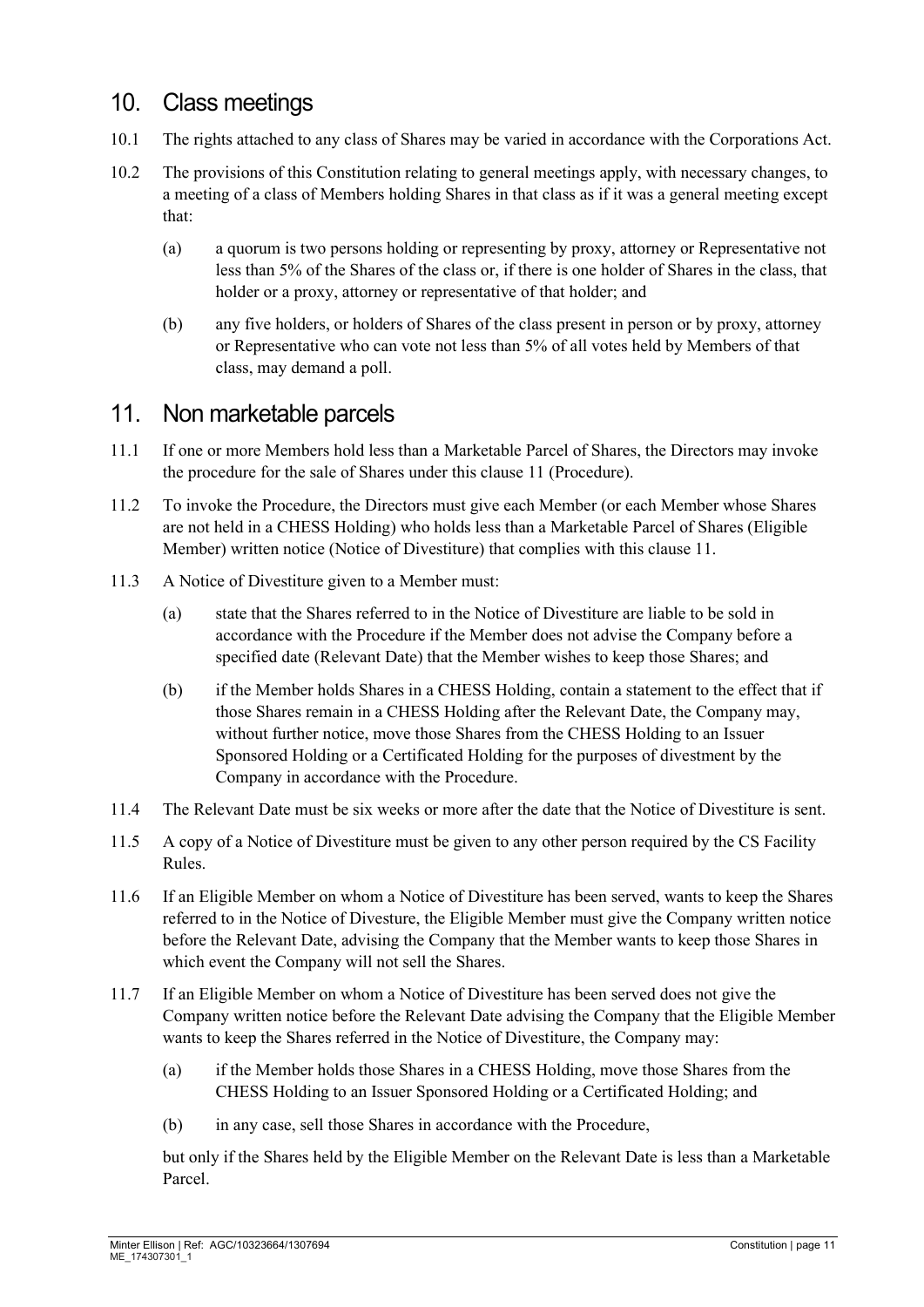## 10. Class meetings

10.1 The rights attached to any class of Shares may be varied in accordance with the Corporations Act.

10.2 The provisions of this Constitution relating to general meetings apply, with necessary changes, to a meeting of a class of Members holding Shares in that class as if it was a general meeting except that:

(a) a quorum is two persons holding or representing by proxy, attorney or Representative not less than 5% of the Shares of the class or, if there is one holder of Shares in the class, that holder or a proxy, attorney or representative of that holder; and

(b) any five holders, or holders of Shares of the class present in person or by proxy, attorney or Representative who can vote not less than 5% of all votes held by Members of that class, may demand a poll.

## 11. Non marketable parcels

11.1 If one or more Members hold less than a Marketable Parcel of Shares, the Directors may invoke the procedure for the sale of Shares under this clause 11 (Procedure).

11.2 To invoke the Procedure, the Directors must give each Member (or each Member whose Shares are not held in a CHESS Holding) who holds less than a Marketable Parcel of Shares (Eligible Member) written notice (Notice of Divestiture) that complies with this clause 11.

11.3 A Notice of Divestiture given to a Member must:

(a) state that the Shares referred to in the Notice of Divestiture are liable to be sold in accordance with the Procedure if the Member does not advise the Company before a specified date (Relevant Date) that the Member wishes to keep those Shares; and

(b) if the Member holds Shares in a CHESS Holding, contain a statement to the effect that if those Shares remain in a CHESS Holding after the Relevant Date, the Company may, without further notice, move those Shares from the CHESS Holding to an Issuer Sponsored Holding or a Certificated Holding for the purposes of divestment by the Company in accordance with the Procedure.

11.4 The Relevant Date must be six weeks or more after the date that the Notice of Divestiture is sent.

11.5 A copy of a Notice of Divestiture must be given to any other person required by the CS Facility Rules.

11.6 If an Eligible Member on whom a Notice of Divestiture has been served, wants to keep the Shares referred to in the Notice of Divesture, the Eligible Member must give the Company written notice before the Relevant Date, advising the Company that the Member wants to keep those Shares in which event the Company will not sell the Shares.

11.7 If an Eligible Member on whom a Notice of Divestiture has been served does not give the Company written notice before the Relevant Date advising the Company that the Eligible Member wants to keep the Shares referred in the Notice of Divestiture, the Company may:

(a) if the Member holds those Shares in a CHESS Holding, move those Shares from the CHESS Holding to an Issuer Sponsored Holding or a Certificated Holding; and

(b) in any case, sell those Shares in accordance with the Procedure,

but only if the Shares held by the Eligible Member on the Relevant Date is less than a Marketable Parcel.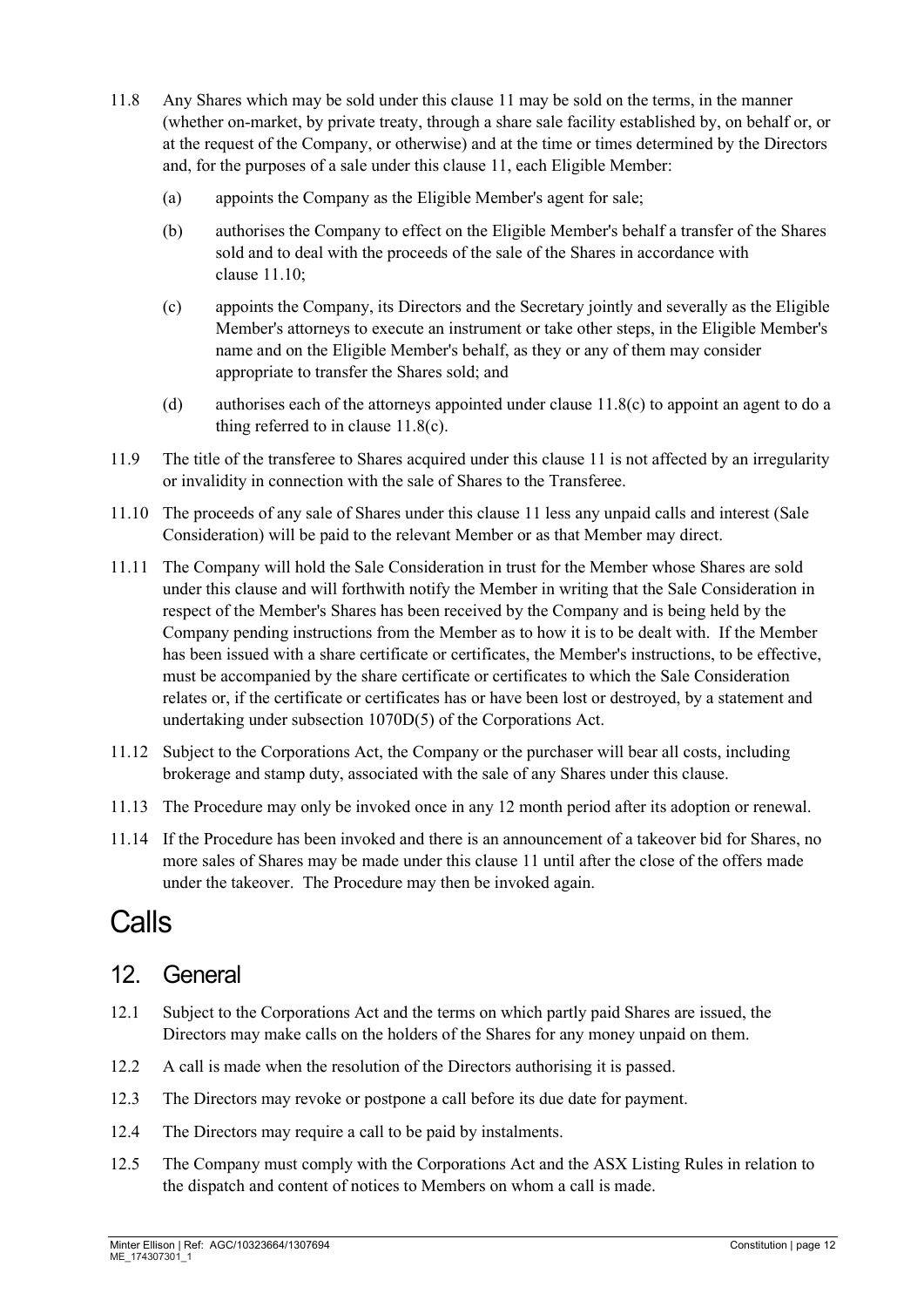11.8 Any Shares which may be sold under this clause 11 may be sold on the terms, in the manner (whether on-market, by private treaty, through a share sale facility established by, on behalf or, or at the request of the Company, or otherwise) and at the time or times determined by the Directors and, for the purposes of a sale under this clause 11, each Eligible Member:

(a) appoints the Company as the Eligible Member's agent for sale;

(b) authorises the Company to effect on the Eligible Member's behalf a transfer of the Shares sold and to deal with the proceeds of the sale of the Shares in accordance with clause 11.10;

(c) appoints the Company, its Directors and the Secretary jointly and severally as the Eligible Member's attorneys to execute an instrument or take other steps, in the Eligible Member's name and on the Eligible Member's behalf, as they or any of them may consider appropriate to transfer the Shares sold; and

(d) authorises each of the attorneys appointed under clause 11.8(c) to appoint an agent to do a thing referred to in clause 11.8(c).

11.9 The title of the transferee to Shares acquired under this clause 11 is not affected by an irregularity or invalidity in connection with the sale of Shares to the Transferee.

11.10 The proceeds of any sale of Shares under this clause 11 less any unpaid calls and interest (Sale Consideration) will be paid to the relevant Member or as that Member may direct.

11.11 The Company will hold the Sale Consideration in trust for the Member whose Shares are sold under this clause and will forthwith notify the Member in writing that the Sale Consideration in respect of the Member's Shares has been received by the Company and is being held by the Company pending instructions from the Member as to how it is to be dealt with. If the Member has been issued with a share certificate or certificates, the Member's instructions, to be effective, must be accompanied by the share certificate or certificates to which the Sale Consideration relates or, if the certificate or certificates has or have been lost or destroyed, by a statement and undertaking under subsection 1070D(5) of the Corporations Act.

11.12 Subject to the Corporations Act, the Company or the purchaser will bear all costs, including brokerage and stamp duty, associated with the sale of any Shares under this clause.

11.13 The Procedure may only be invoked once in any 12 month period after its adoption or renewal.

11.14 If the Procedure has been invoked and there is an announcement of a takeover bid for Shares, no more sales of Shares may be made under this clause 11 until after the close of the offers made under the takeover. The Procedure may then be invoked again.

# Calls

## 12. General

12.1 Subject to the Corporations Act and the terms on which partly paid Shares are issued, the Directors may make calls on the holders of the Shares for any money unpaid on them.

12.2 A call is made when the resolution of the Directors authorising it is passed.

12.3 The Directors may revoke or postpone a call before its due date for payment.

12.4 The Directors may require a call to be paid by instalments.

12.5 The Company must comply with the Corporations Act and the ASX Listing Rules in relation to the dispatch and content of notices to Members on whom a call is made.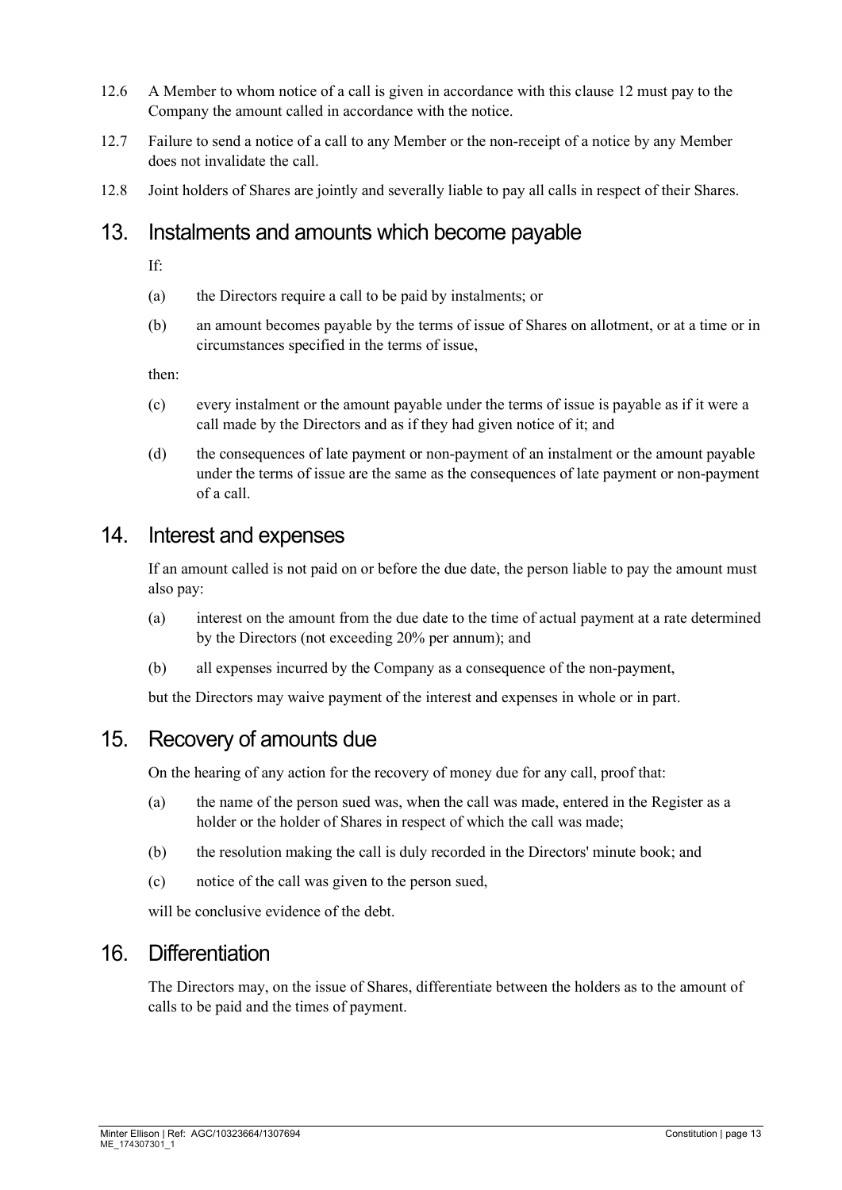12.6 A Member to whom notice of a call is given in accordance with this clause 12 must pay to the Company the amount called in accordance with the notice.

12.7 Failure to send a notice of a call to any Member or the non-receipt of a notice by any Member does not invalidate the call.

12.8 Joint holders of Shares are jointly and severally liable to pay all calls in respect of their Shares.

## 13. Instalments and amounts which become payable

If:

(a) the Directors require a call to be paid by instalments; or

(b) an amount becomes payable by the terms of issue of Shares on allotment, or at a time or in circumstances specified in the terms of issue,

then:

(c) every instalment or the amount payable under the terms of issue is payable as if it were a call made by the Directors and as if they had given notice of it; and

(d) the consequences of late payment or non-payment of an instalment or the amount payable under the terms of issue are the same as the consequences of late payment or non-payment of a call.

## 14. Interest and expenses

If an amount called is not paid on or before the due date, the person liable to pay the amount must also pay:

(a) interest on the amount from the due date to the time of actual payment at a rate determined by the Directors (not exceeding 20% per annum); and

(b) all expenses incurred by the Company as a consequence of the non-payment,

but the Directors may waive payment of the interest and expenses in whole or in part.

## 15. Recovery of amounts due

On the hearing of any action for the recovery of money due for any call, proof that:

(a) the name of the person sued was, when the call was made, entered in the Register as a holder or the holder of Shares in respect of which the call was made;

(b) the resolution making the call is duly recorded in the Directors' minute book; and

(c) notice of the call was given to the person sued,

will be conclusive evidence of the debt.

## 16. Differentiation

The Directors may, on the issue of Shares, differentiate between the holders as to the amount of calls to be paid and the times of payment.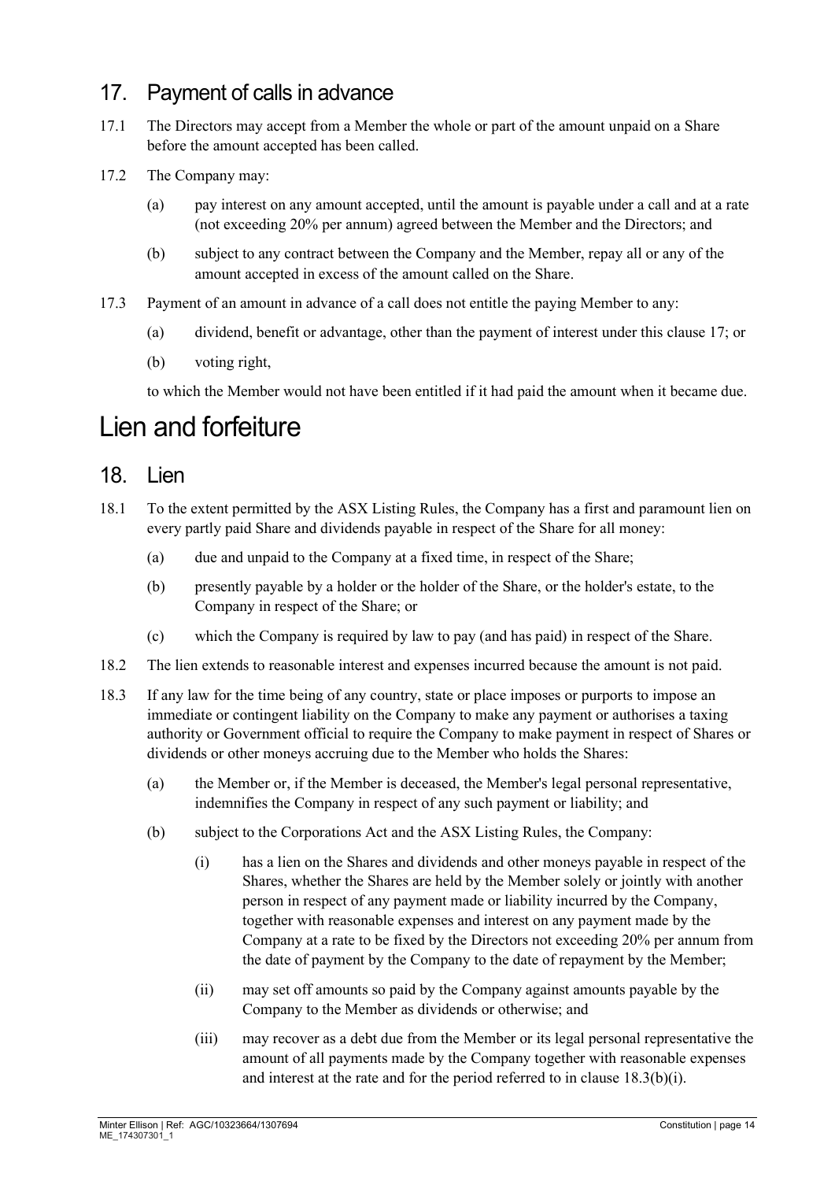## 17. Payment of calls in advance

17.1 The Directors may accept from a Member the whole or part of the amount unpaid on a Share before the amount accepted has been called.

17.2 The Company may:

(a) pay interest on any amount accepted, until the amount is payable under a call and at a rate (not exceeding 20% per annum) agreed between the Member and the Directors; and

(b) subject to any contract between the Company and the Member, repay all or any of the amount accepted in excess of the amount called on the Share.

17.3 Payment of an amount in advance of a call does not entitle the paying Member to any:

(a) dividend, benefit or advantage, other than the payment of interest under this clause 17; or

(b) voting right,

to which the Member would not have been entitled if it had paid the amount when it became due.

# Lien and forfeiture

## 18. Lien

18.1 To the extent permitted by the ASX Listing Rules, the Company has a first and paramount lien on every partly paid Share and dividends payable in respect of the Share for all money:

(a) due and unpaid to the Company at a fixed time, in respect of the Share;

(b) presently payable by a holder or the holder of the Share, or the holder's estate, to the Company in respect of the Share; or

(c) which the Company is required by law to pay (and has paid) in respect of the Share.

18.2 The lien extends to reasonable interest and expenses incurred because the amount is not paid.

18.3 If any law for the time being of any country, state or place imposes or purports to impose an immediate or contingent liability on the Company to make any payment or authorises a taxing authority or Government official to require the Company to make payment in respect of Shares or dividends or other moneys accruing due to the Member who holds the Shares:

(a) the Member or, if the Member is deceased, the Member's legal personal representative, indemnifies the Company in respect of any such payment or liability; and

(b) subject to the Corporations Act and the ASX Listing Rules, the Company:

(i) has a lien on the Shares and dividends and other moneys payable in respect of the Shares, whether the Shares are held by the Member solely or jointly with another person in respect of any payment made or liability incurred by the Company, together with reasonable expenses and interest on any payment made by the Company at a rate to be fixed by the Directors not exceeding 20% per annum from the date of payment by the Company to the date of repayment by the Member;

(ii) may set off amounts so paid by the Company against amounts payable by the Company to the Member as dividends or otherwise; and

(iii) may recover as a debt due from the Member or its legal personal representative the amount of all payments made by the Company together with reasonable expenses and interest at the rate and for the period referred to in clause 18.3(b)(i).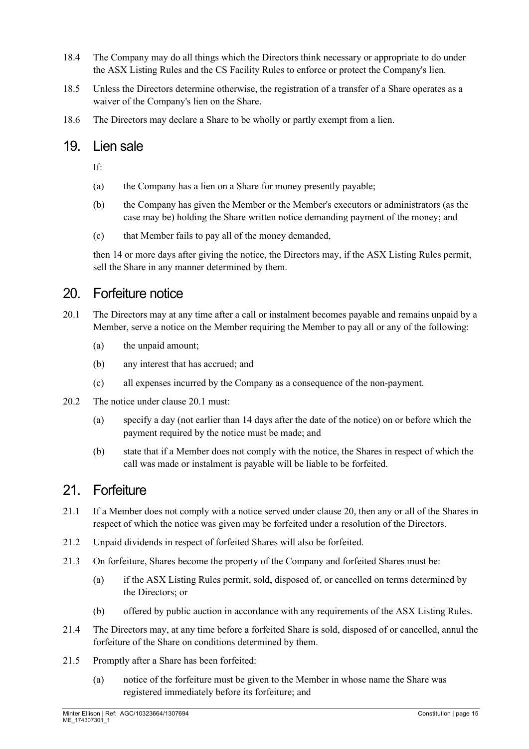18.4 The Company may do all things which the Directors think necessary or appropriate to do under the ASX Listing Rules and the CS Facility Rules to enforce or protect the Company's lien.

18.5 Unless the Directors determine otherwise, the registration of a transfer of a Share operates as a waiver of the Company's lien on the Share.

18.6 The Directors may declare a Share to be wholly or partly exempt from a lien.

## 19. Lien sale

If:

(a) the Company has a lien on a Share for money presently payable;

(b) the Company has given the Member or the Member's executors or administrators (as the case may be) holding the Share written notice demanding payment of the money; and

(c) that Member fails to pay all of the money demanded,

then 14 or more days after giving the notice, the Directors may, if the ASX Listing Rules permit, sell the Share in any manner determined by them.

## 20. Forfeiture notice

20.1 The Directors may at any time after a call or instalment becomes payable and remains unpaid by a Member, serve a notice on the Member requiring the Member to pay all or any of the following:

(a) the unpaid amount;

(b) any interest that has accrued; and

(c) all expenses incurred by the Company as a consequence of the non-payment.

20.2 The notice under clause 20.1 must:

(a) specify a day (not earlier than 14 days after the date of the notice) on or before which the payment required by the notice must be made; and

(b) state that if a Member does not comply with the notice, the Shares in respect of which the call was made or instalment is payable will be liable to be forfeited.

## 21. Forfeiture

21.1 If a Member does not comply with a notice served under clause 20, then any or all of the Shares in respect of which the notice was given may be forfeited under a resolution of the Directors.

21.2 Unpaid dividends in respect of forfeited Shares will also be forfeited.

21.3 On forfeiture, Shares become the property of the Company and forfeited Shares must be:

(a) if the ASX Listing Rules permit, sold, disposed of, or cancelled on terms determined by the Directors; or

(b) offered by public auction in accordance with any requirements of the ASX Listing Rules.

21.4 The Directors may, at any time before a forfeited Share is sold, disposed of or cancelled, annul the forfeiture of the Share on conditions determined by them.

21.5 Promptly after a Share has been forfeited:

(a) notice of the forfeiture must be given to the Member in whose name the Share was registered immediately before its forfeiture; and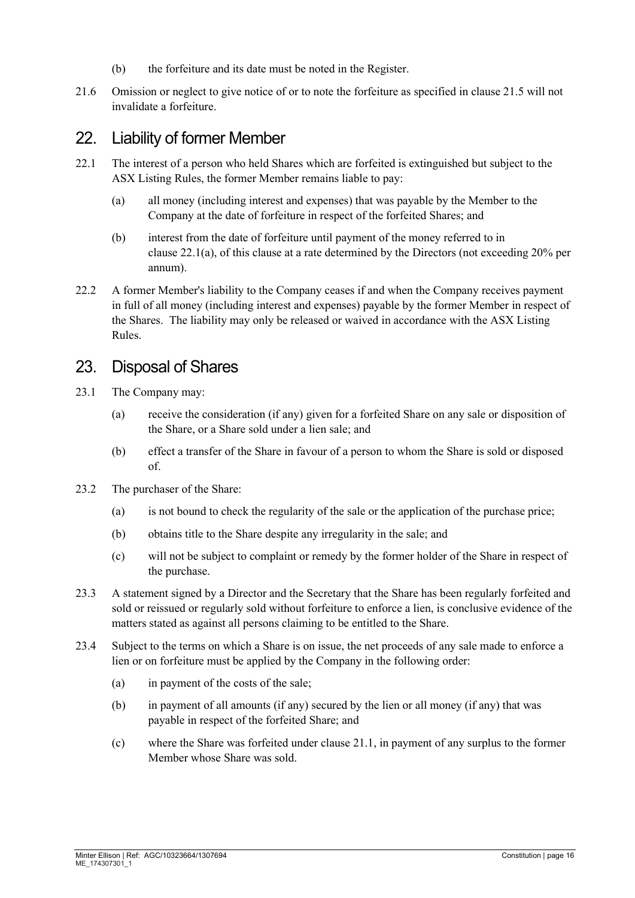(b) the forfeiture and its date must be noted in the Register.

21.6 Omission or neglect to give notice of or to note the forfeiture as specified in clause 21.5 will not invalidate a forfeiture.

## 22. Liability of former Member

22.1 The interest of a person who held Shares which are forfeited is extinguished but subject to the ASX Listing Rules, the former Member remains liable to pay:

(a) all money (including interest and expenses) that was payable by the Member to the Company at the date of forfeiture in respect of the forfeited Shares; and

(b) interest from the date of forfeiture until payment of the money referred to in clause 22.1(a), of this clause at a rate determined by the Directors (not exceeding 20% per annum).

22.2 A former Member's liability to the Company ceases if and when the Company receives payment in full of all money (including interest and expenses) payable by the former Member in respect of the Shares. The liability may only be released or waived in accordance with the ASX Listing Rules.

## 23. Disposal of Shares

23.1 The Company may:

(a) receive the consideration (if any) given for a forfeited Share on any sale or disposition of the Share, or a Share sold under a lien sale; and

(b) effect a transfer of the Share in favour of a person to whom the Share is sold or disposed of.

23.2 The purchaser of the Share:

(a) is not bound to check the regularity of the sale or the application of the purchase price;

(b) obtains title to the Share despite any irregularity in the sale; and

(c) will not be subject to complaint or remedy by the former holder of the Share in respect of the purchase.

23.3 A statement signed by a Director and the Secretary that the Share has been regularly forfeited and sold or reissued or regularly sold without forfeiture to enforce a lien, is conclusive evidence of the matters stated as against all persons claiming to be entitled to the Share.

23.4 Subject to the terms on which a Share is on issue, the net proceeds of any sale made to enforce a lien or on forfeiture must be applied by the Company in the following order:

(a) in payment of the costs of the sale;

(b) in payment of all amounts (if any) secured by the lien or all money (if any) that was payable in respect of the forfeited Share; and

(c) where the Share was forfeited under clause 21.1, in payment of any surplus to the former Member whose Share was sold.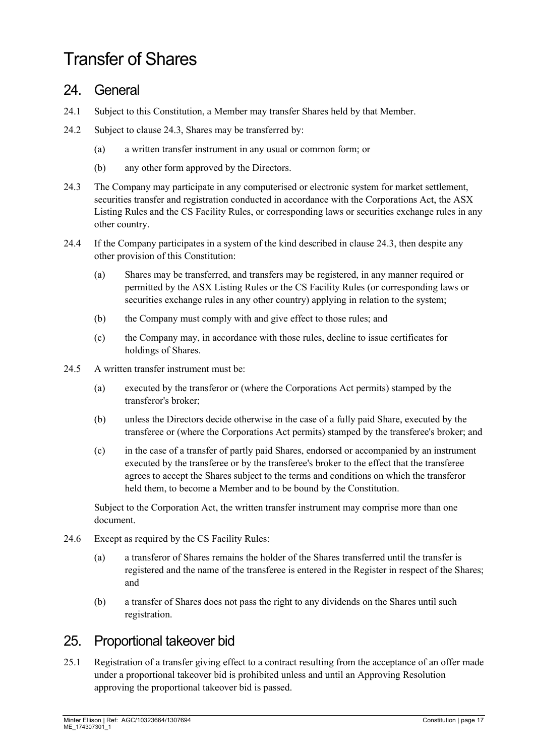# Transfer of Shares

## 24. General

24.1 Subject to this Constitution, a Member may transfer Shares held by that Member.

24.2 Subject to clause 24.3, Shares may be transferred by:

(a) a written transfer instrument in any usual or common form; or

(b) any other form approved by the Directors.

24.3 The Company may participate in any computerised or electronic system for market settlement, securities transfer and registration conducted in accordance with the Corporations Act, the ASX Listing Rules and the CS Facility Rules, or corresponding laws or securities exchange rules in any other country.

24.4 If the Company participates in a system of the kind described in clause 24.3, then despite any other provision of this Constitution:

(a) Shares may be transferred, and transfers may be registered, in any manner required or permitted by the ASX Listing Rules or the CS Facility Rules (or corresponding laws or securities exchange rules in any other country) applying in relation to the system;

(b) the Company must comply with and give effect to those rules; and

(c) the Company may, in accordance with those rules, decline to issue certificates for holdings of Shares.

24.5 A written transfer instrument must be:

(a) executed by the transferor or (where the Corporations Act permits) stamped by the transferor's broker;

(b) unless the Directors decide otherwise in the case of a fully paid Share, executed by the transferee or (where the Corporations Act permits) stamped by the transferee's broker; and

(c) in the case of a transfer of partly paid Shares, endorsed or accompanied by an instrument executed by the transferee or by the transferee's broker to the effect that the transferee agrees to accept the Shares subject to the terms and conditions on which the transferor held them, to become a Member and to be bound by the Constitution.

Subject to the Corporation Act, the written transfer instrument may comprise more than one document.

24.6 Except as required by the CS Facility Rules:

(a) a transferor of Shares remains the holder of the Shares transferred until the transfer is registered and the name of the transferee is entered in the Register in respect of the Shares; and

(b) a transfer of Shares does not pass the right to any dividends on the Shares until such registration.

## 25. Proportional takeover bid

25.1 Registration of a transfer giving effect to a contract resulting from the acceptance of an offer made under a proportional takeover bid is prohibited unless and until an Approving Resolution approving the proportional takeover bid is passed.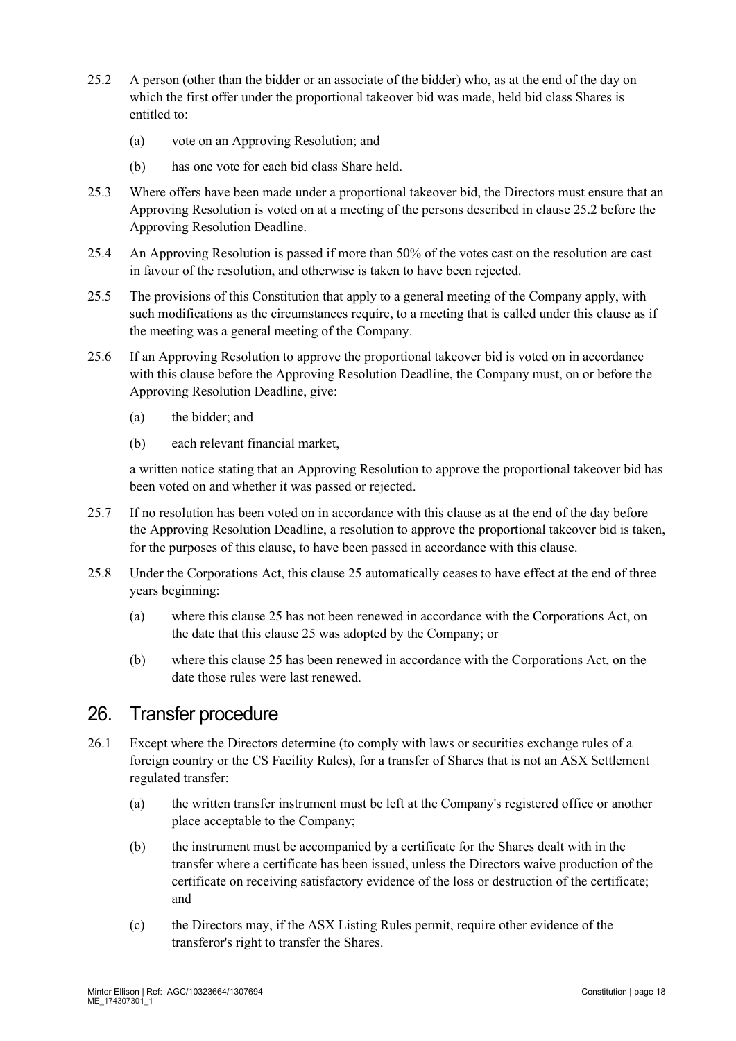25.2 A person (other than the bidder or an associate of the bidder) who, as at the end of the day on which the first offer under the proportional takeover bid was made, held bid class Shares is entitled to:

(a) vote on an Approving Resolution; and

(b) has one vote for each bid class Share held.

25.3 Where offers have been made under a proportional takeover bid, the Directors must ensure that an Approving Resolution is voted on at a meeting of the persons described in clause 25.2 before the Approving Resolution Deadline.

25.4 An Approving Resolution is passed if more than 50% of the votes cast on the resolution are cast in favour of the resolution, and otherwise is taken to have been rejected.

25.5 The provisions of this Constitution that apply to a general meeting of the Company apply, with such modifications as the circumstances require, to a meeting that is called under this clause as if the meeting was a general meeting of the Company.

25.6 If an Approving Resolution to approve the proportional takeover bid is voted on in accordance with this clause before the Approving Resolution Deadline, the Company must, on or before the Approving Resolution Deadline, give:

(a) the bidder; and

(b) each relevant financial market,

a written notice stating that an Approving Resolution to approve the proportional takeover bid has been voted on and whether it was passed or rejected.

25.7 If no resolution has been voted on in accordance with this clause as at the end of the day before the Approving Resolution Deadline, a resolution to approve the proportional takeover bid is taken, for the purposes of this clause, to have been passed in accordance with this clause.

25.8 Under the Corporations Act, this clause 25 automatically ceases to have effect at the end of three years beginning:

(a) where this clause 25 has not been renewed in accordance with the Corporations Act, on the date that this clause 25 was adopted by the Company; or

(b) where this clause 25 has been renewed in accordance with the Corporations Act, on the date those rules were last renewed.

## 26. Transfer procedure

26.1 Except where the Directors determine (to comply with laws or securities exchange rules of a foreign country or the CS Facility Rules), for a transfer of Shares that is not an ASX Settlement regulated transfer:

(a) the written transfer instrument must be left at the Company's registered office or another place acceptable to the Company;

(b) the instrument must be accompanied by a certificate for the Shares dealt with in the transfer where a certificate has been issued, unless the Directors waive production of the certificate on receiving satisfactory evidence of the loss or destruction of the certificate; and

(c) the Directors may, if the ASX Listing Rules permit, require other evidence of the transferor's right to transfer the Shares.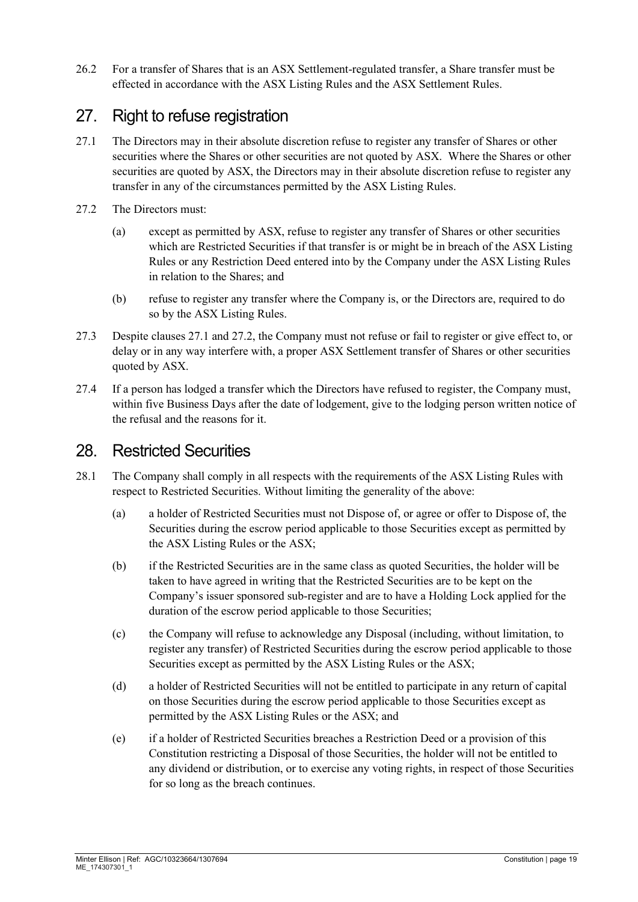26.2 For a transfer of Shares that is an ASX Settlement-regulated transfer, a Share transfer must be effected in accordance with the ASX Listing Rules and the ASX Settlement Rules.

## 27. Right to refuse registration

27.1 The Directors may in their absolute discretion refuse to register any transfer of Shares or other securities where the Shares or other securities are not quoted by ASX. Where the Shares or other securities are quoted by ASX, the Directors may in their absolute discretion refuse to register any transfer in any of the circumstances permitted by the ASX Listing Rules.

27.2 The Directors must:

(a) except as permitted by ASX, refuse to register any transfer of Shares or other securities which are Restricted Securities if that transfer is or might be in breach of the ASX Listing Rules or any Restriction Deed entered into by the Company under the ASX Listing Rules in relation to the Shares; and

(b) refuse to register any transfer where the Company is, or the Directors are, required to do so by the ASX Listing Rules.

27.3 Despite clauses 27.1 and 27.2, the Company must not refuse or fail to register or give effect to, or delay or in any way interfere with, a proper ASX Settlement transfer of Shares or other securities quoted by ASX.

27.4 If a person has lodged a transfer which the Directors have refused to register, the Company must, within five Business Days after the date of lodgement, give to the lodging person written notice of the refusal and the reasons for it.

## 28. Restricted Securities

28.1 The Company shall comply in all respects with the requirements of the ASX Listing Rules with respect to Restricted Securities. Without limiting the generality of the above:

(a) a holder of Restricted Securities must not Dispose of, or agree or offer to Dispose of, the Securities during the escrow period applicable to those Securities except as permitted by the ASX Listing Rules or the ASX;

(b) if the Restricted Securities are in the same class as quoted Securities, the holder will be taken to have agreed in writing that the Restricted Securities are to be kept on the Company's issuer sponsored sub-register and are to have a Holding Lock applied for the duration of the escrow period applicable to those Securities;

(c) the Company will refuse to acknowledge any Disposal (including, without limitation, to register any transfer) of Restricted Securities during the escrow period applicable to those Securities except as permitted by the ASX Listing Rules or the ASX;

(d) a holder of Restricted Securities will not be entitled to participate in any return of capital on those Securities during the escrow period applicable to those Securities except as permitted by the ASX Listing Rules or the ASX; and

(e) if a holder of Restricted Securities breaches a Restriction Deed or a provision of this Constitution restricting a Disposal of those Securities, the holder will not be entitled to any dividend or distribution, or to exercise any voting rights, in respect of those Securities for so long as the breach continues.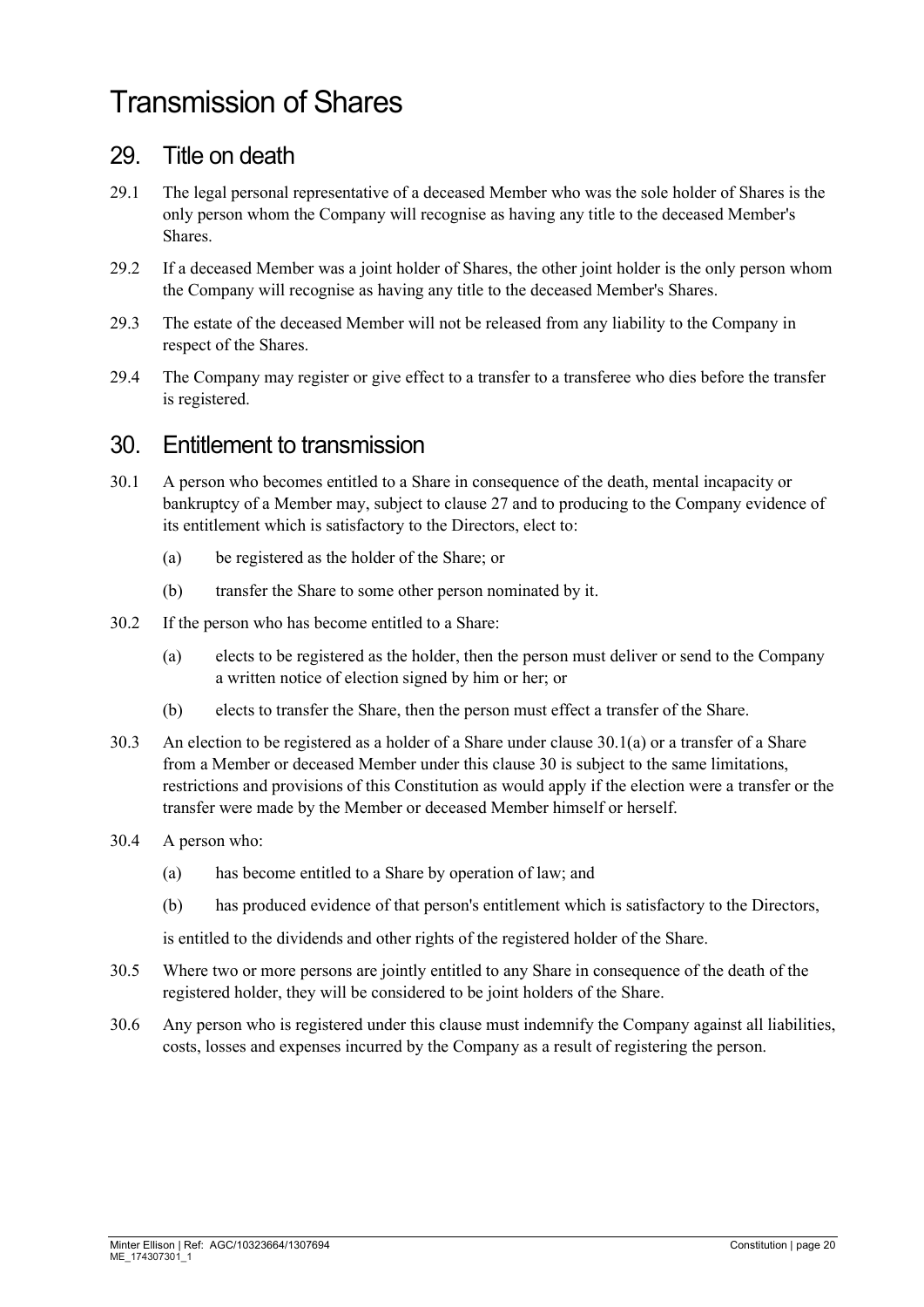# Transmission of Shares

## 29. Title on death

29.1 The legal personal representative of a deceased Member who was the sole holder of Shares is the only person whom the Company will recognise as having any title to the deceased Member's Shares.

29.2 If a deceased Member was a joint holder of Shares, the other joint holder is the only person whom the Company will recognise as having any title to the deceased Member's Shares.

29.3 The estate of the deceased Member will not be released from any liability to the Company in respect of the Shares.

29.4 The Company may register or give effect to a transfer to a transferee who dies before the transfer is registered.

## 30. Entitlement to transmission

30.1 A person who becomes entitled to a Share in consequence of the death, mental incapacity or bankruptcy of a Member may, subject to clause 27 and to producing to the Company evidence of its entitlement which is satisfactory to the Directors, elect to:

(a) be registered as the holder of the Share; or

(b) transfer the Share to some other person nominated by it.

30.2 If the person who has become entitled to a Share:

(a) elects to be registered as the holder, then the person must deliver or send to the Company a written notice of election signed by him or her; or

(b) elects to transfer the Share, then the person must effect a transfer of the Share.

30.3 An election to be registered as a holder of a Share under clause 30.1(a) or a transfer of a Share from a Member or deceased Member under this clause 30 is subject to the same limitations, restrictions and provisions of this Constitution as would apply if the election were a transfer or the transfer were made by the Member or deceased Member himself or herself.

30.4 A person who:

(a) has become entitled to a Share by operation of law; and

(b) has produced evidence of that person's entitlement which is satisfactory to the Directors,

is entitled to the dividends and other rights of the registered holder of the Share.

30.5 Where two or more persons are jointly entitled to any Share in consequence of the death of the registered holder, they will be considered to be joint holders of the Share.

30.6 Any person who is registered under this clause must indemnify the Company against all liabilities, costs, losses and expenses incurred by the Company as a result of registering the person.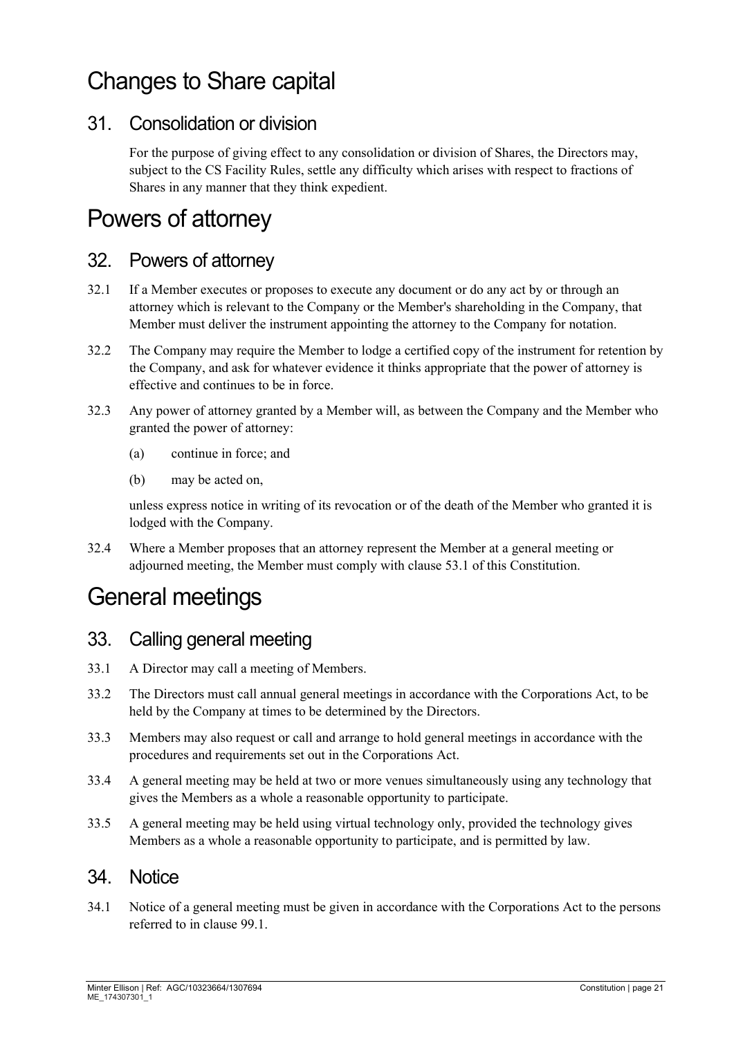# Changes to Share capital

## 31. Consolidation or division

For the purpose of giving effect to any consolidation or division of Shares, the Directors may, subject to the CS Facility Rules, settle any difficulty which arises with respect to fractions of Shares in any manner that they think expedient.

# Powers of attorney

## 32. Powers of attorney

32.1 If a Member executes or proposes to execute any document or do any act by or through an attorney which is relevant to the Company or the Member's shareholding in the Company, that Member must deliver the instrument appointing the attorney to the Company for notation.

32.2 The Company may require the Member to lodge a certified copy of the instrument for retention by the Company, and ask for whatever evidence it thinks appropriate that the power of attorney is effective and continues to be in force.

32.3 Any power of attorney granted by a Member will, as between the Company and the Member who granted the power of attorney:

(a) continue in force; and

(b) may be acted on,

unless express notice in writing of its revocation or of the death of the Member who granted it is lodged with the Company.

32.4 Where a Member proposes that an attorney represent the Member at a general meeting or adjourned meeting, the Member must comply with clause 53.1 of this Constitution.

# General meetings

## 33. Calling general meeting

33.1 A Director may call a meeting of Members.

33.2 The Directors must call annual general meetings in accordance with the Corporations Act, to be held by the Company at times to be determined by the Directors.

33.3 Members may also request or call and arrange to hold general meetings in accordance with the procedures and requirements set out in the Corporations Act.

33.4 A general meeting may be held at two or more venues simultaneously using any technology that gives the Members as a whole a reasonable opportunity to participate.

33.5 A general meeting may be held using virtual technology only, provided the technology gives Members as a whole a reasonable opportunity to participate, and is permitted by law.

## 34. Notice

34.1 Notice of a general meeting must be given in accordance with the Corporations Act to the persons referred to in clause 99.1.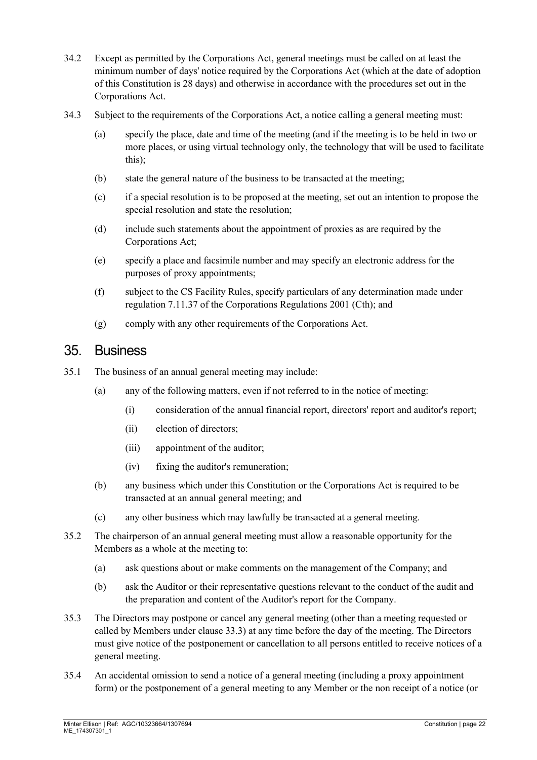34.2 Except as permitted by the Corporations Act, general meetings must be called on at least the minimum number of days' notice required by the Corporations Act (which at the date of adoption of this Constitution is 28 days) and otherwise in accordance with the procedures set out in the Corporations Act.

34.3 Subject to the requirements of the Corporations Act, a notice calling a general meeting must:

(a) specify the place, date and time of the meeting (and if the meeting is to be held in two or more places, or using virtual technology only, the technology that will be used to facilitate this);

(b) state the general nature of the business to be transacted at the meeting;

(c) if a special resolution is to be proposed at the meeting, set out an intention to propose the special resolution and state the resolution;

(d) include such statements about the appointment of proxies as are required by the Corporations Act;

(e) specify a place and facsimile number and may specify an electronic address for the purposes of proxy appointments;

(f) subject to the CS Facility Rules, specify particulars of any determination made under regulation 7.11.37 of the Corporations Regulations 2001 (Cth); and

(g) comply with any other requirements of the Corporations Act.

## 35. Business

35.1 The business of an annual general meeting may include:

(a) any of the following matters, even if not referred to in the notice of meeting:

(i) consideration of the annual financial report, directors' report and auditor's report;

(ii) election of directors;

(iii) appointment of the auditor;

(iv) fixing the auditor's remuneration;

(b) any business which under this Constitution or the Corporations Act is required to be transacted at an annual general meeting; and

(c) any other business which may lawfully be transacted at a general meeting.

35.2 The chairperson of an annual general meeting must allow a reasonable opportunity for the Members as a whole at the meeting to:

(a) ask questions about or make comments on the management of the Company; and

(b) ask the Auditor or their representative questions relevant to the conduct of the audit and the preparation and content of the Auditor's report for the Company.

35.3 The Directors may postpone or cancel any general meeting (other than a meeting requested or called by Members under clause 33.3) at any time before the day of the meeting. The Directors must give notice of the postponement or cancellation to all persons entitled to receive notices of a general meeting.

35.4 An accidental omission to send a notice of a general meeting (including a proxy appointment form) or the postponement of a general meeting to any Member or the non receipt of a notice (or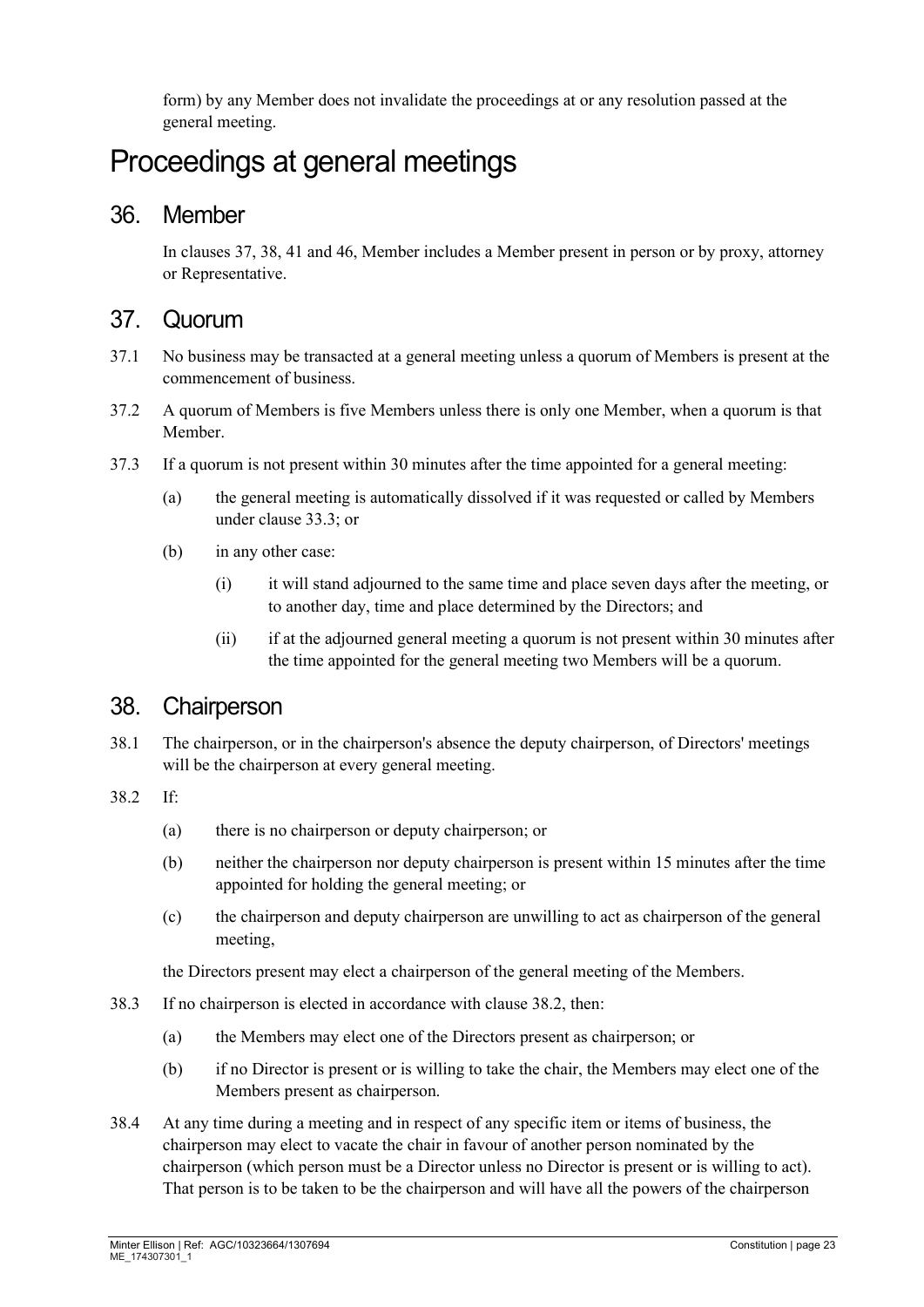form) by any Member does not invalidate the proceedings at or any resolution passed at the general meeting.

# Proceedings at general meetings

## 36. Member

In clauses 37, 38, 41 and 46, Member includes a Member present in person or by proxy, attorney or Representative.

## 37. Quorum

37.1 No business may be transacted at a general meeting unless a quorum of Members is present at the commencement of business.

37.2 A quorum of Members is five Members unless there is only one Member, when a quorum is that Member.

37.3 If a quorum is not present within 30 minutes after the time appointed for a general meeting:

- (a) the general meeting is automatically dissolved if it was requested or called by Members under clause 33.3; or
- (b) in any other case:
  - (i) it will stand adjourned to the same time and place seven days after the meeting, or to another day, time and place determined by the Directors; and
  - (ii) if at the adjourned general meeting a quorum is not present within 30 minutes after the time appointed for the general meeting two Members will be a quorum.

## 38. Chairperson

38.1 The chairperson, or in the chairperson's absence the deputy chairperson, of Directors' meetings will be the chairperson at every general meeting.

38.2 If:

- (a) there is no chairperson or deputy chairperson; or
- (b) neither the chairperson nor deputy chairperson is present within 15 minutes after the time appointed for holding the general meeting; or
- (c) the chairperson and deputy chairperson are unwilling to act as chairperson of the general meeting,

the Directors present may elect a chairperson of the general meeting of the Members.

38.3 If no chairperson is elected in accordance with clause 38.2, then:

- (a) the Members may elect one of the Directors present as chairperson; or
- (b) if no Director is present or is willing to take the chair, the Members may elect one of the Members present as chairperson.

38.4 At any time during a meeting and in respect of any specific item or items of business, the chairperson may elect to vacate the chair in favour of another person nominated by the chairperson (which person must be a Director unless no Director is present or is willing to act). That person is to be taken to be the chairperson and will have all the powers of the chairperson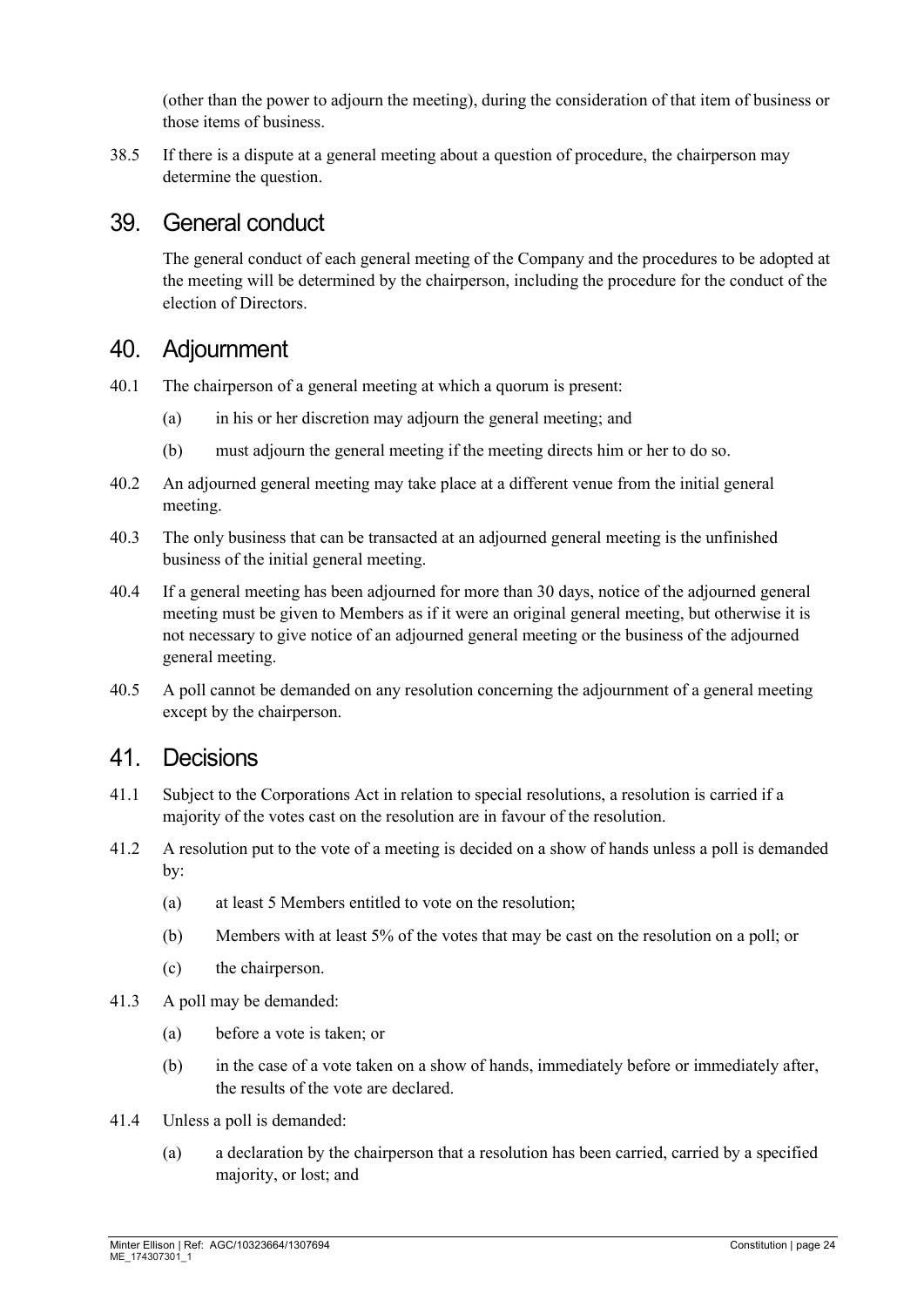(other than the power to adjourn the meeting), during the consideration of that item of business or those items of business.

38.5 If there is a dispute at a general meeting about a question of procedure, the chairperson may determine the question.

## 39. General conduct

The general conduct of each general meeting of the Company and the procedures to be adopted at the meeting will be determined by the chairperson, including the procedure for the conduct of the election of Directors.

## 40. Adjournment

40.1 The chairperson of a general meeting at which a quorum is present:

(a) in his or her discretion may adjourn the general meeting; and

(b) must adjourn the general meeting if the meeting directs him or her to do so.

40.2 An adjourned general meeting may take place at a different venue from the initial general meeting.

40.3 The only business that can be transacted at an adjourned general meeting is the unfinished business of the initial general meeting.

40.4 If a general meeting has been adjourned for more than 30 days, notice of the adjourned general meeting must be given to Members as if it were an original general meeting, but otherwise it is not necessary to give notice of an adjourned general meeting or the business of the adjourned general meeting.

40.5 A poll cannot be demanded on any resolution concerning the adjournment of a general meeting except by the chairperson.

## 41. Decisions

41.1 Subject to the Corporations Act in relation to special resolutions, a resolution is carried if a majority of the votes cast on the resolution are in favour of the resolution.

41.2 A resolution put to the vote of a meeting is decided on a show of hands unless a poll is demanded by:

(a) at least 5 Members entitled to vote on the resolution;

(b) Members with at least 5% of the votes that may be cast on the resolution on a poll; or

(c) the chairperson.

41.3 A poll may be demanded:

(a) before a vote is taken; or

(b) in the case of a vote taken on a show of hands, immediately before or immediately after, the results of the vote are declared.

41.4 Unless a poll is demanded:

(a) a declaration by the chairperson that a resolution has been carried, carried by a specified majority, or lost; and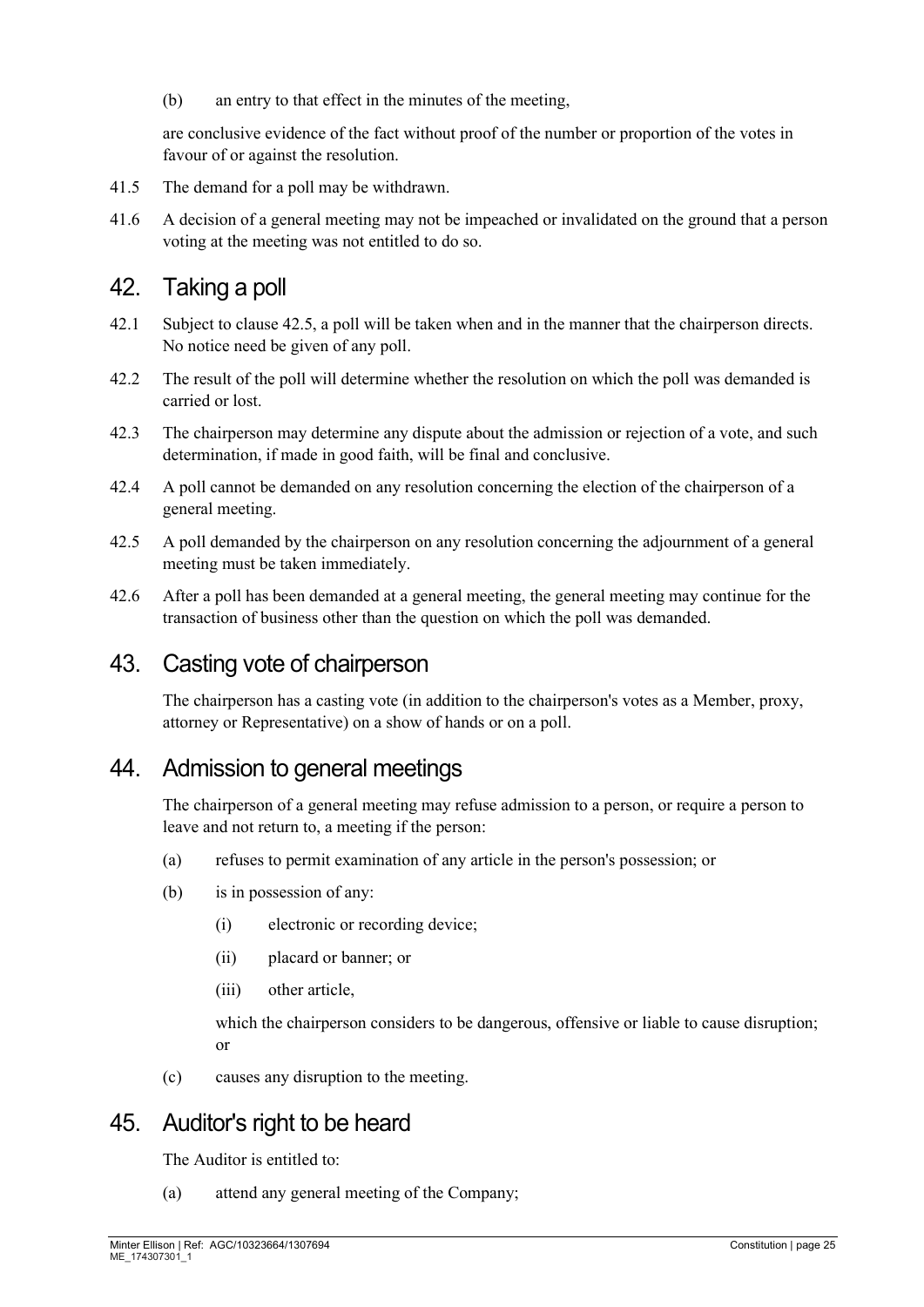(b) an entry to that effect in the minutes of the meeting,

are conclusive evidence of the fact without proof of the number or proportion of the votes in favour of or against the resolution.

41.5 The demand for a poll may be withdrawn.

41.6 A decision of a general meeting may not be impeached or invalidated on the ground that a person voting at the meeting was not entitled to do so.

## 42. Taking a poll

42.1 Subject to clause 42.5, a poll will be taken when and in the manner that the chairperson directs. No notice need be given of any poll.

42.2 The result of the poll will determine whether the resolution on which the poll was demanded is carried or lost.

42.3 The chairperson may determine any dispute about the admission or rejection of a vote, and such determination, if made in good faith, will be final and conclusive.

42.4 A poll cannot be demanded on any resolution concerning the election of the chairperson of a general meeting.

42.5 A poll demanded by the chairperson on any resolution concerning the adjournment of a general meeting must be taken immediately.

42.6 After a poll has been demanded at a general meeting, the general meeting may continue for the transaction of business other than the question on which the poll was demanded.

## 43. Casting vote of chairperson

The chairperson has a casting vote (in addition to the chairperson's votes as a Member, proxy, attorney or Representative) on a show of hands or on a poll.

## 44. Admission to general meetings

The chairperson of a general meeting may refuse admission to a person, or require a person to leave and not return to, a meeting if the person:

(a) refuses to permit examination of any article in the person's possession; or

(b) is in possession of any:

(i) electronic or recording device;

(ii) placard or banner; or

(iii) other article,

which the chairperson considers to be dangerous, offensive or liable to cause disruption; or

(c) causes any disruption to the meeting.

## 45. Auditor's right to be heard

The Auditor is entitled to:

(a) attend any general meeting of the Company;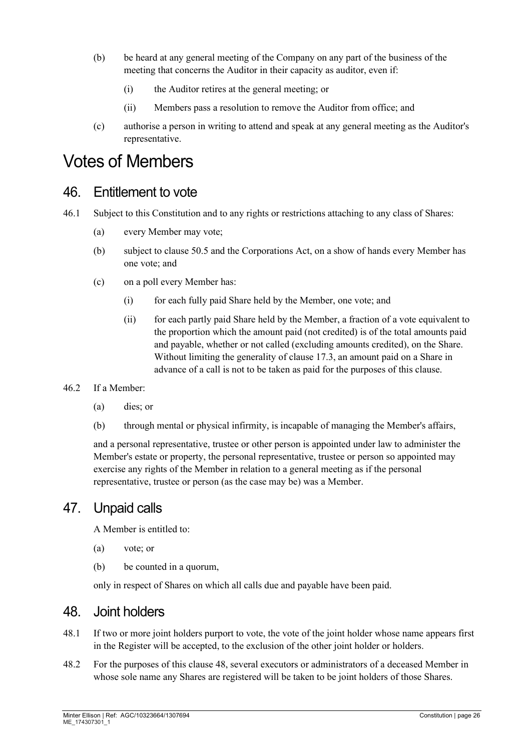(b) be heard at any general meeting of the Company on any part of the business of the meeting that concerns the Auditor in their capacity as auditor, even if:

  (i) the Auditor retires at the general meeting; or

  (ii) Members pass a resolution to remove the Auditor from office; and

(c) authorise a person in writing to attend and speak at any general meeting as the Auditor's representative.

# Votes of Members

## 46. Entitlement to vote

46.1 Subject to this Constitution and to any rights or restrictions attaching to any class of Shares:

(a) every Member may vote;

(b) subject to clause 50.5 and the Corporations Act, on a show of hands every Member has one vote; and

(c) on a poll every Member has:

  (i) for each fully paid Share held by the Member, one vote; and

  (ii) for each partly paid Share held by the Member, a fraction of a vote equivalent to the proportion which the amount paid (not credited) is of the total amounts paid and payable, whether or not called (excluding amounts credited), on the Share. Without limiting the generality of clause 17.3, an amount paid on a Share in advance of a call is not to be taken as paid for the purposes of this clause.

46.2 If a Member:

(a) dies; or

(b) through mental or physical infirmity, is incapable of managing the Member's affairs,

and a personal representative, trustee or other person is appointed under law to administer the Member's estate or property, the personal representative, trustee or person so appointed may exercise any rights of the Member in relation to a general meeting as if the personal representative, trustee or person (as the case may be) was a Member.

## 47. Unpaid calls

A Member is entitled to:

(a) vote; or

(b) be counted in a quorum,

only in respect of Shares on which all calls due and payable have been paid.

## 48. Joint holders

48.1 If two or more joint holders purport to vote, the vote of the joint holder whose name appears first in the Register will be accepted, to the exclusion of the other joint holder or holders.

48.2 For the purposes of this clause 48, several executors or administrators of a deceased Member in whose sole name any Shares are registered will be taken to be joint holders of those Shares.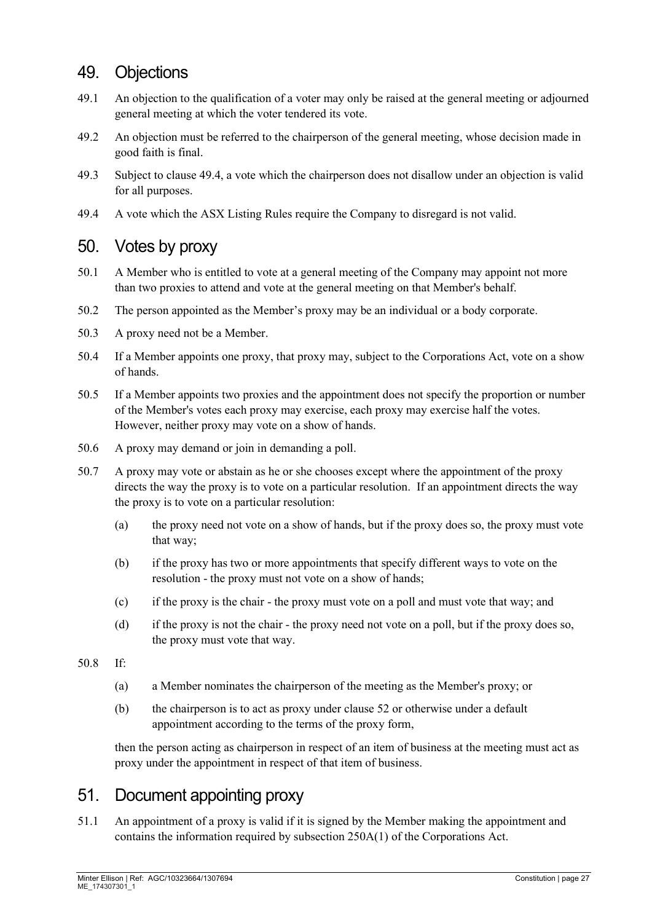## 49. Objections

49.1 An objection to the qualification of a voter may only be raised at the general meeting or adjourned general meeting at which the voter tendered its vote.

49.2 An objection must be referred to the chairperson of the general meeting, whose decision made in good faith is final.

49.3 Subject to clause 49.4, a vote which the chairperson does not disallow under an objection is valid for all purposes.

49.4 A vote which the ASX Listing Rules require the Company to disregard is not valid.

## 50. Votes by proxy

50.1 A Member who is entitled to vote at a general meeting of the Company may appoint not more than two proxies to attend and vote at the general meeting on that Member's behalf.

50.2 The person appointed as the Member's proxy may be an individual or a body corporate.

50.3 A proxy need not be a Member.

50.4 If a Member appoints one proxy, that proxy may, subject to the Corporations Act, vote on a show of hands.

50.5 If a Member appoints two proxies and the appointment does not specify the proportion or number of the Member's votes each proxy may exercise, each proxy may exercise half the votes. However, neither proxy may vote on a show of hands.

50.6 A proxy may demand or join in demanding a poll.

50.7 A proxy may vote or abstain as he or she chooses except where the appointment of the proxy directs the way the proxy is to vote on a particular resolution. If an appointment directs the way the proxy is to vote on a particular resolution:

(a) the proxy need not vote on a show of hands, but if the proxy does so, the proxy must vote that way;

(b) if the proxy has two or more appointments that specify different ways to vote on the resolution - the proxy must not vote on a show of hands;

(c) if the proxy is the chair - the proxy must vote on a poll and must vote that way; and

(d) if the proxy is not the chair - the proxy need not vote on a poll, but if the proxy does so, the proxy must vote that way.

50.8 If:

(a) a Member nominates the chairperson of the meeting as the Member's proxy; or

(b) the chairperson is to act as proxy under clause 52 or otherwise under a default appointment according to the terms of the proxy form,

then the person acting as chairperson in respect of an item of business at the meeting must act as proxy under the appointment in respect of that item of business.

## 51. Document appointing proxy

51.1 An appointment of a proxy is valid if it is signed by the Member making the appointment and contains the information required by subsection 250A(1) of the Corporations Act.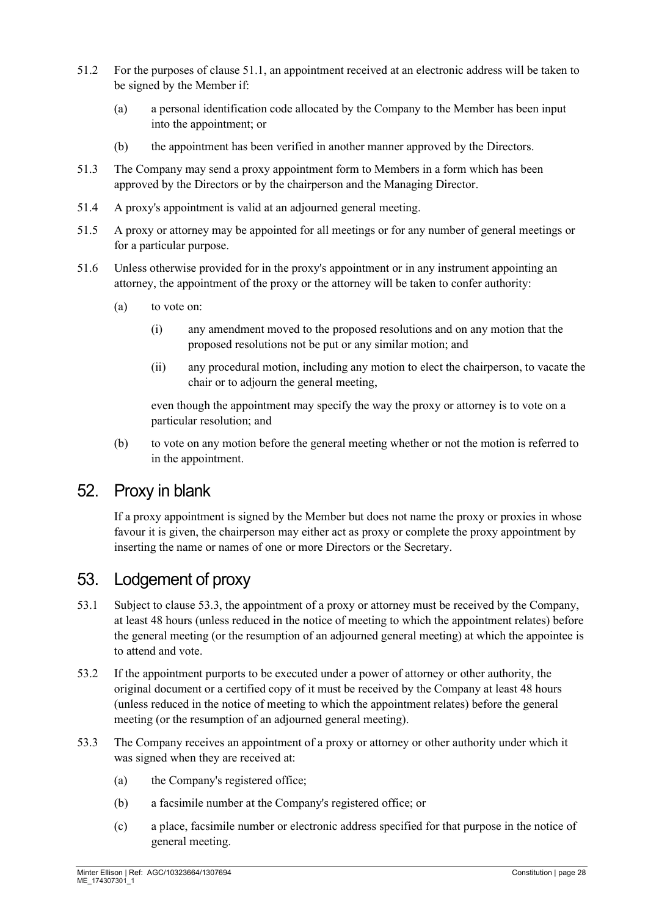51.2 For the purposes of clause 51.1, an appointment received at an electronic address will be taken to be signed by the Member if:

(a) a personal identification code allocated by the Company to the Member has been input into the appointment; or

(b) the appointment has been verified in another manner approved by the Directors.

51.3 The Company may send a proxy appointment form to Members in a form which has been approved by the Directors or by the chairperson and the Managing Director.

51.4 A proxy's appointment is valid at an adjourned general meeting.

51.5 A proxy or attorney may be appointed for all meetings or for any number of general meetings or for a particular purpose.

51.6 Unless otherwise provided for in the proxy's appointment or in any instrument appointing an attorney, the appointment of the proxy or the attorney will be taken to confer authority:

(a) to vote on:

(i) any amendment moved to the proposed resolutions and on any motion that the proposed resolutions not be put or any similar motion; and

(ii) any procedural motion, including any motion to elect the chairperson, to vacate the chair or to adjourn the general meeting,

even though the appointment may specify the way the proxy or attorney is to vote on a particular resolution; and

(b) to vote on any motion before the general meeting whether or not the motion is referred to in the appointment.

## 52. Proxy in blank

If a proxy appointment is signed by the Member but does not name the proxy or proxies in whose favour it is given, the chairperson may either act as proxy or complete the proxy appointment by inserting the name or names of one or more Directors or the Secretary.

## 53. Lodgement of proxy

53.1 Subject to clause 53.3, the appointment of a proxy or attorney must be received by the Company, at least 48 hours (unless reduced in the notice of meeting to which the appointment relates) before the general meeting (or the resumption of an adjourned general meeting) at which the appointee is to attend and vote.

53.2 If the appointment purports to be executed under a power of attorney or other authority, the original document or a certified copy of it must be received by the Company at least 48 hours (unless reduced in the notice of meeting to which the appointment relates) before the general meeting (or the resumption of an adjourned general meeting).

53.3 The Company receives an appointment of a proxy or attorney or other authority under which it was signed when they are received at:

(a) the Company's registered office;

(b) a facsimile number at the Company's registered office; or

(c) a place, facsimile number or electronic address specified for that purpose in the notice of general meeting.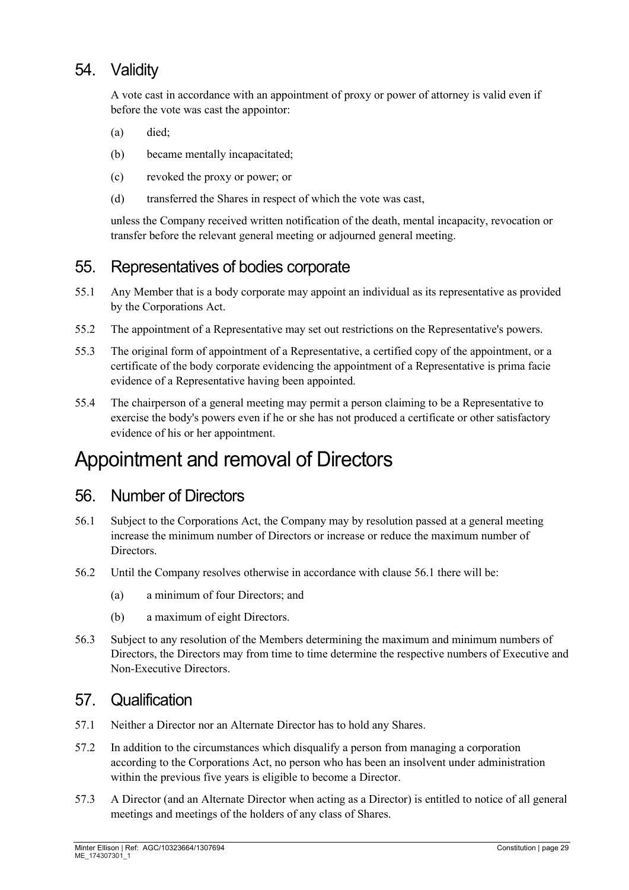## 54. Validity

A vote cast in accordance with an appointment of proxy or power of attorney is valid even if before the vote was cast the appointor:

(a) died;

(b) became mentally incapacitated;

(c) revoked the proxy or power; or

(d) transferred the Shares in respect of which the vote was cast,

unless the Company received written notification of the death, mental incapacity, revocation or transfer before the relevant general meeting or adjourned general meeting.

## 55. Representatives of bodies corporate

55.1 Any Member that is a body corporate may appoint an individual as its representative as provided by the Corporations Act.

55.2 The appointment of a Representative may set out restrictions on the Representative's powers.

55.3 The original form of appointment of a Representative, a certified copy of the appointment, or a certificate of the body corporate evidencing the appointment of a Representative is prima facie evidence of a Representative having been appointed.

55.4 The chairperson of a general meeting may permit a person claiming to be a Representative to exercise the body's powers even if he or she has not produced a certificate or other satisfactory evidence of his or her appointment.

# Appointment and removal of Directors

## 56. Number of Directors

56.1 Subject to the Corporations Act, the Company may by resolution passed at a general meeting increase the minimum number of Directors or increase or reduce the maximum number of Directors.

56.2 Until the Company resolves otherwise in accordance with clause 56.1 there will be:

(a) a minimum of four Directors; and

(b) a maximum of eight Directors.

56.3 Subject to any resolution of the Members determining the maximum and minimum numbers of Directors, the Directors may from time to time determine the respective numbers of Executive and Non-Executive Directors.

## 57. Qualification

57.1 Neither a Director nor an Alternate Director has to hold any Shares.

57.2 In addition to the circumstances which disqualify a person from managing a corporation according to the Corporations Act, no person who has been an insolvent under administration within the previous five years is eligible to become a Director.

57.3 A Director (and an Alternate Director when acting as a Director) is entitled to notice of all general meetings and meetings of the holders of any class of Shares.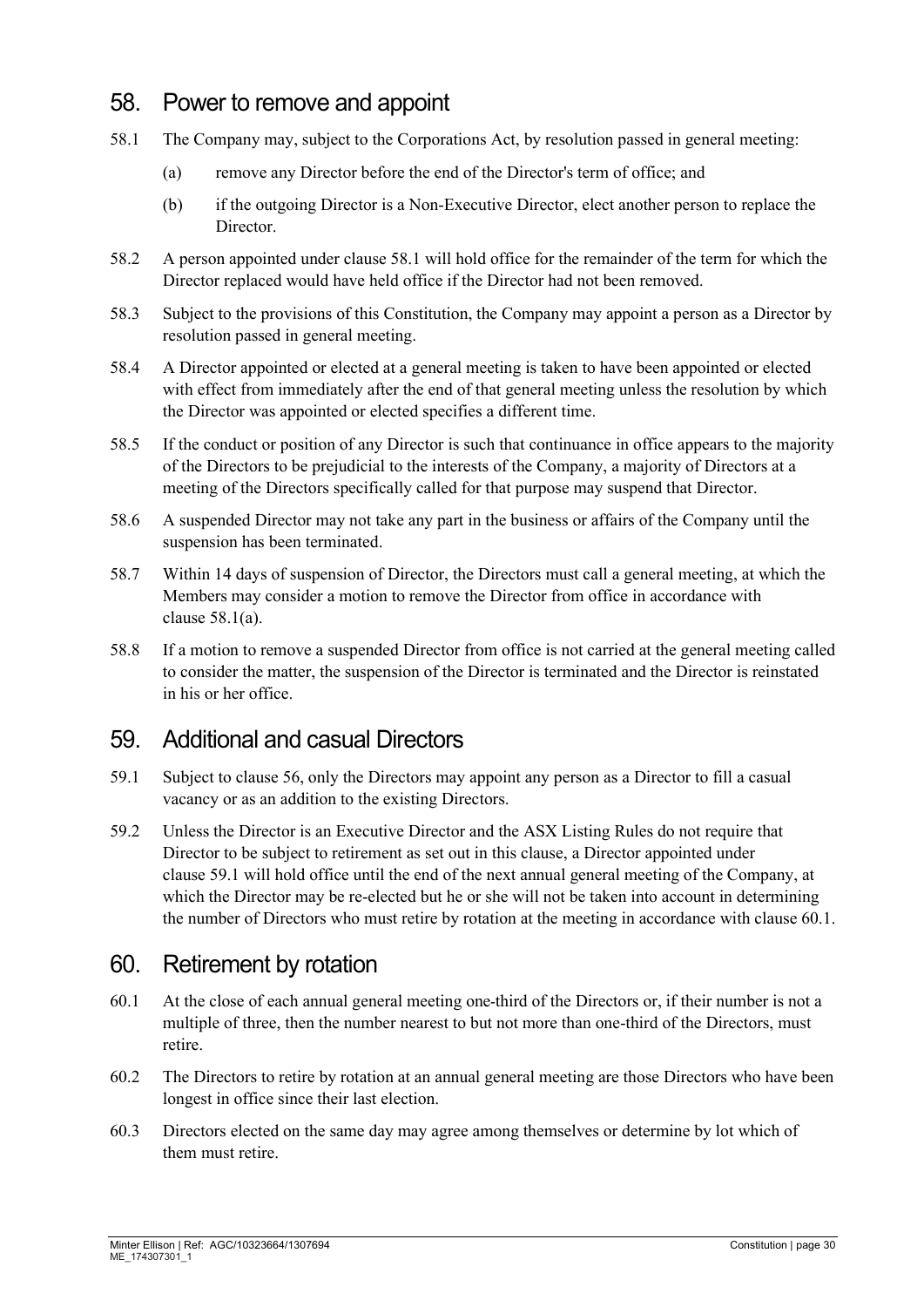## 58. Power to remove and appoint

58.1 The Company may, subject to the Corporations Act, by resolution passed in general meeting:

(a) remove any Director before the end of the Director's term of office; and

(b) if the outgoing Director is a Non-Executive Director, elect another person to replace the Director.

58.2 A person appointed under clause 58.1 will hold office for the remainder of the term for which the Director replaced would have held office if the Director had not been removed.

58.3 Subject to the provisions of this Constitution, the Company may appoint a person as a Director by resolution passed in general meeting.

58.4 A Director appointed or elected at a general meeting is taken to have been appointed or elected with effect from immediately after the end of that general meeting unless the resolution by which the Director was appointed or elected specifies a different time.

58.5 If the conduct or position of any Director is such that continuance in office appears to the majority of the Directors to be prejudicial to the interests of the Company, a majority of Directors at a meeting of the Directors specifically called for that purpose may suspend that Director.

58.6 A suspended Director may not take any part in the business or affairs of the Company until the suspension has been terminated.

58.7 Within 14 days of suspension of Director, the Directors must call a general meeting, at which the Members may consider a motion to remove the Director from office in accordance with clause 58.1(a).

58.8 If a motion to remove a suspended Director from office is not carried at the general meeting called to consider the matter, the suspension of the Director is terminated and the Director is reinstated in his or her office.

## 59. Additional and casual Directors

59.1 Subject to clause 56, only the Directors may appoint any person as a Director to fill a casual vacancy or as an addition to the existing Directors.

59.2 Unless the Director is an Executive Director and the ASX Listing Rules do not require that Director to be subject to retirement as set out in this clause, a Director appointed under clause 59.1 will hold office until the end of the next annual general meeting of the Company, at which the Director may be re-elected but he or she will not be taken into account in determining the number of Directors who must retire by rotation at the meeting in accordance with clause 60.1.

## 60. Retirement by rotation

60.1 At the close of each annual general meeting one-third of the Directors or, if their number is not a multiple of three, then the number nearest to but not more than one-third of the Directors, must retire.

60.2 The Directors to retire by rotation at an annual general meeting are those Directors who have been longest in office since their last election.

60.3 Directors elected on the same day may agree among themselves or determine by lot which of them must retire.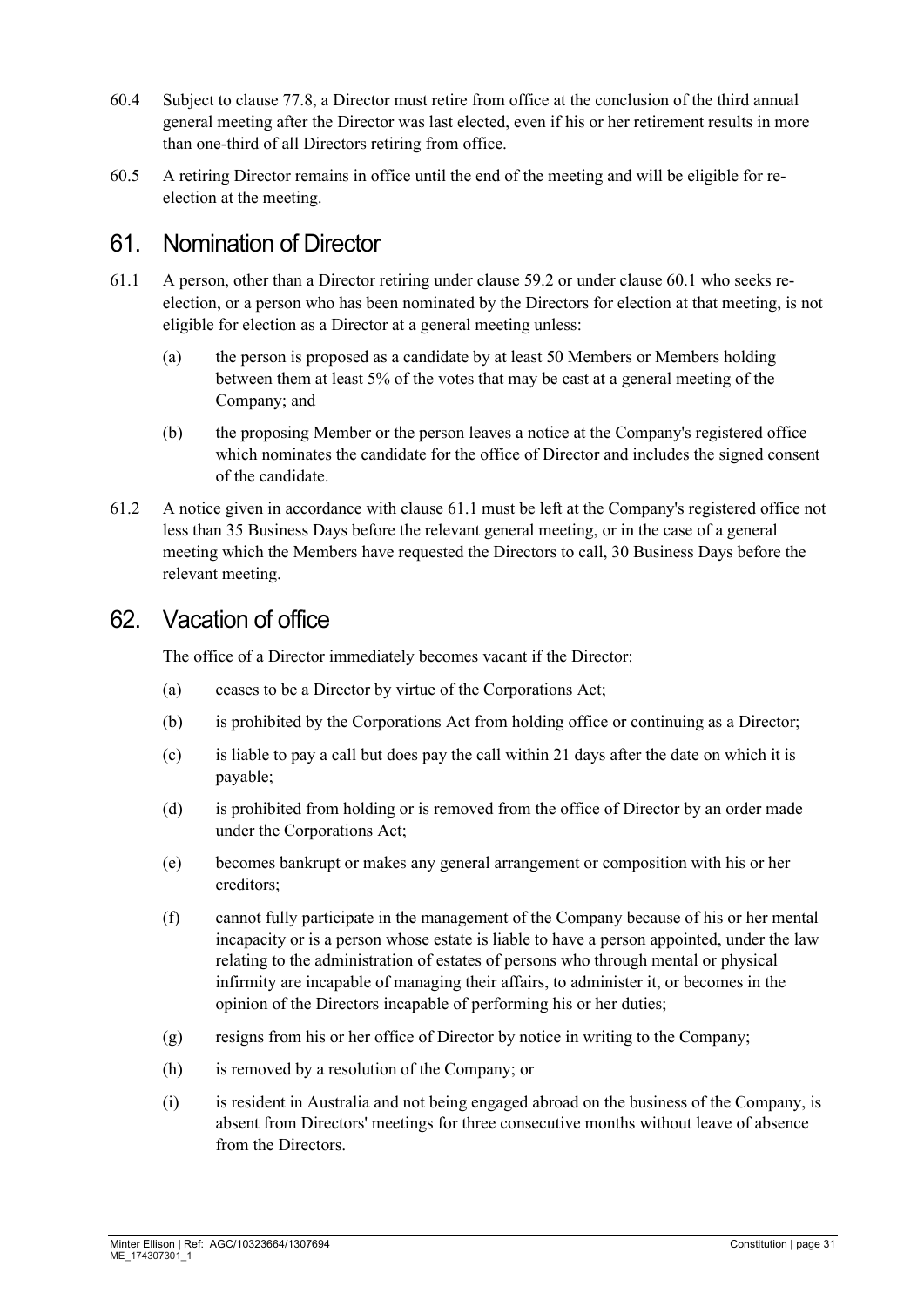60.4 Subject to clause 77.8, a Director must retire from office at the conclusion of the third annual general meeting after the Director was last elected, even if his or her retirement results in more than one-third of all Directors retiring from office.

60.5 A retiring Director remains in office until the end of the meeting and will be eligible for re-election at the meeting.

## 61. Nomination of Director

61.1 A person, other than a Director retiring under clause 59.2 or under clause 60.1 who seeks re-election, or a person who has been nominated by the Directors for election at that meeting, is not eligible for election as a Director at a general meeting unless:

(a) the person is proposed as a candidate by at least 50 Members or Members holding between them at least 5% of the votes that may be cast at a general meeting of the Company; and

(b) the proposing Member or the person leaves a notice at the Company's registered office which nominates the candidate for the office of Director and includes the signed consent of the candidate.

61.2 A notice given in accordance with clause 61.1 must be left at the Company's registered office not less than 35 Business Days before the relevant general meeting, or in the case of a general meeting which the Members have requested the Directors to call, 30 Business Days before the relevant meeting.

## 62. Vacation of office

The office of a Director immediately becomes vacant if the Director:

(a) ceases to be a Director by virtue of the Corporations Act;

(b) is prohibited by the Corporations Act from holding office or continuing as a Director;

(c) is liable to pay a call but does pay the call within 21 days after the date on which it is payable;

(d) is prohibited from holding or is removed from the office of Director by an order made under the Corporations Act;

(e) becomes bankrupt or makes any general arrangement or composition with his or her creditors;

(f) cannot fully participate in the management of the Company because of his or her mental incapacity or is a person whose estate is liable to have a person appointed, under the law relating to the administration of estates of persons who through mental or physical infirmity are incapable of managing their affairs, to administer it, or becomes in the opinion of the Directors incapable of performing his or her duties;

(g) resigns from his or her office of Director by notice in writing to the Company;

(h) is removed by a resolution of the Company; or

(i) is resident in Australia and not being engaged abroad on the business of the Company, is absent from Directors' meetings for three consecutive months without leave of absence from the Directors.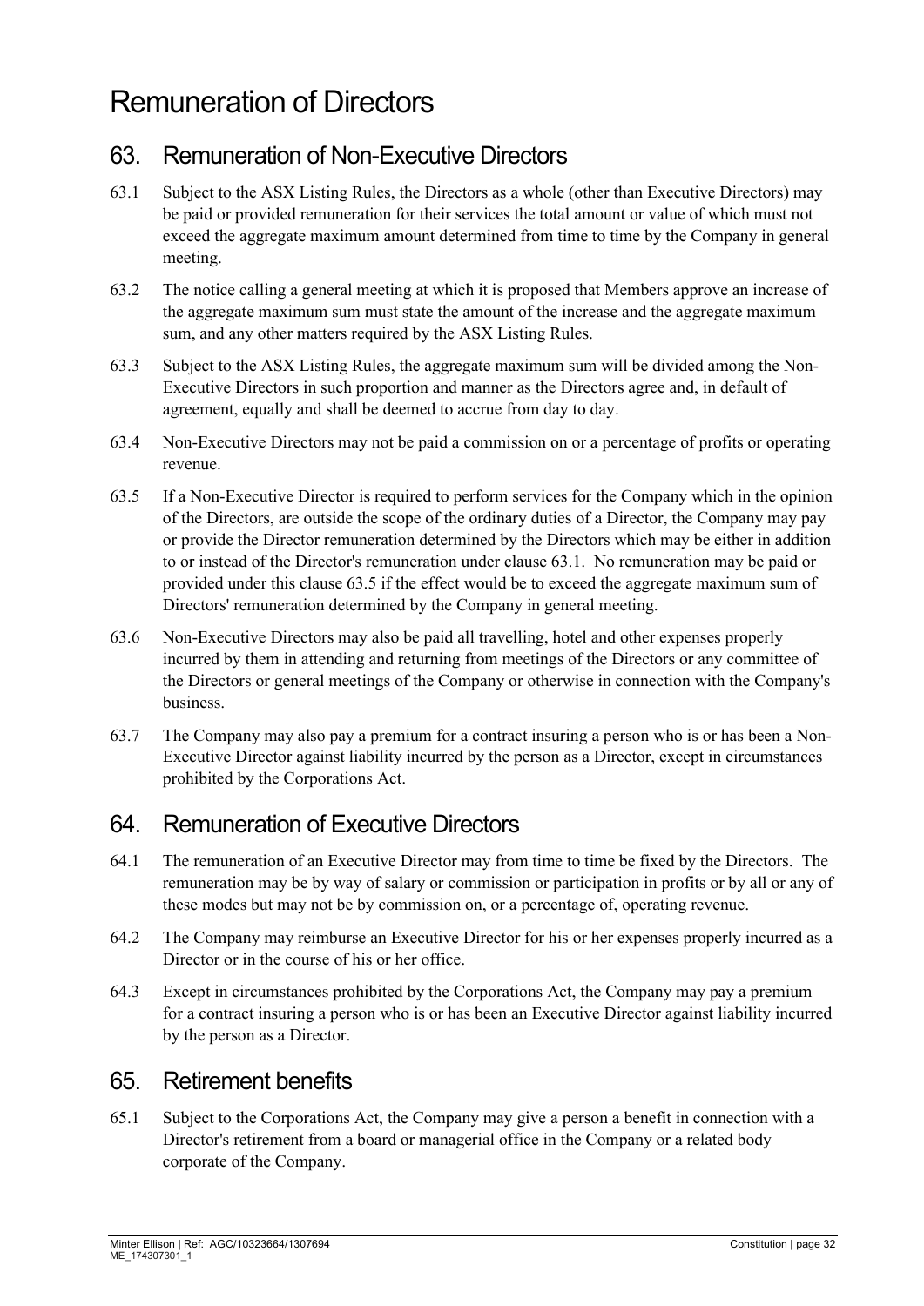# Remuneration of Directors

## 63. Remuneration of Non-Executive Directors

63.1 Subject to the ASX Listing Rules, the Directors as a whole (other than Executive Directors) may be paid or provided remuneration for their services the total amount or value of which must not exceed the aggregate maximum amount determined from time to time by the Company in general meeting.

63.2 The notice calling a general meeting at which it is proposed that Members approve an increase of the aggregate maximum sum must state the amount of the increase and the aggregate maximum sum, and any other matters required by the ASX Listing Rules.

63.3 Subject to the ASX Listing Rules, the aggregate maximum sum will be divided among the Non-Executive Directors in such proportion and manner as the Directors agree and, in default of agreement, equally and shall be deemed to accrue from day to day.

63.4 Non-Executive Directors may not be paid a commission on or a percentage of profits or operating revenue.

63.5 If a Non-Executive Director is required to perform services for the Company which in the opinion of the Directors, are outside the scope of the ordinary duties of a Director, the Company may pay or provide the Director remuneration determined by the Directors which may be either in addition to or instead of the Director's remuneration under clause 63.1. No remuneration may be paid or provided under this clause 63.5 if the effect would be to exceed the aggregate maximum sum of Directors' remuneration determined by the Company in general meeting.

63.6 Non-Executive Directors may also be paid all travelling, hotel and other expenses properly incurred by them in attending and returning from meetings of the Directors or any committee of the Directors or general meetings of the Company or otherwise in connection with the Company's business.

63.7 The Company may also pay a premium for a contract insuring a person who is or has been a Non-Executive Director against liability incurred by the person as a Director, except in circumstances prohibited by the Corporations Act.

## 64. Remuneration of Executive Directors

64.1 The remuneration of an Executive Director may from time to time be fixed by the Directors. The remuneration may be by way of salary or commission or participation in profits or by all or any of these modes but may not be by commission on, or a percentage of, operating revenue.

64.2 The Company may reimburse an Executive Director for his or her expenses properly incurred as a Director or in the course of his or her office.

64.3 Except in circumstances prohibited by the Corporations Act, the Company may pay a premium for a contract insuring a person who is or has been an Executive Director against liability incurred by the person as a Director.

## 65. Retirement benefits

65.1 Subject to the Corporations Act, the Company may give a person a benefit in connection with a Director's retirement from a board or managerial office in the Company or a related body corporate of the Company.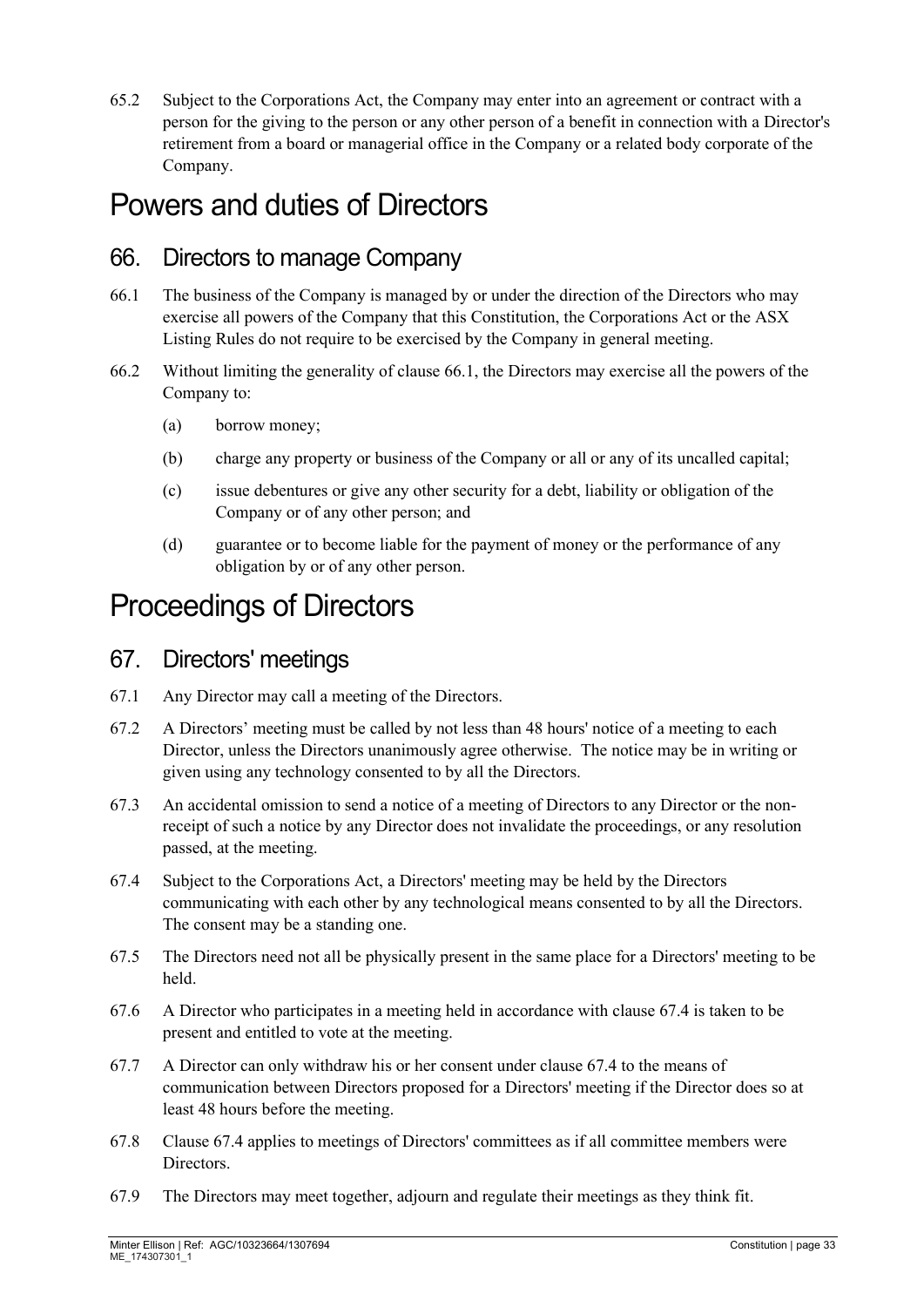65.2 Subject to the Corporations Act, the Company may enter into an agreement or contract with a person for the giving to the person or any other person of a benefit in connection with a Director's retirement from a board or managerial office in the Company or a related body corporate of the Company.

# Powers and duties of Directors

## 66. Directors to manage Company

66.1 The business of the Company is managed by or under the direction of the Directors who may exercise all powers of the Company that this Constitution, the Corporations Act or the ASX Listing Rules do not require to be exercised by the Company in general meeting.

66.2 Without limiting the generality of clause 66.1, the Directors may exercise all the powers of the Company to:

(a) borrow money;

(b) charge any property or business of the Company or all or any of its uncalled capital;

(c) issue debentures or give any other security for a debt, liability or obligation of the Company or of any other person; and

(d) guarantee or to become liable for the payment of money or the performance of any obligation by or of any other person.

# Proceedings of Directors

## 67. Directors' meetings

67.1 Any Director may call a meeting of the Directors.

67.2 A Directors' meeting must be called by not less than 48 hours' notice of a meeting to each Director, unless the Directors unanimously agree otherwise. The notice may be in writing or given using any technology consented to by all the Directors.

67.3 An accidental omission to send a notice of a meeting of Directors to any Director or the non-receipt of such a notice by any Director does not invalidate the proceedings, or any resolution passed, at the meeting.

67.4 Subject to the Corporations Act, a Directors' meeting may be held by the Directors communicating with each other by any technological means consented to by all the Directors. The consent may be a standing one.

67.5 The Directors need not all be physically present in the same place for a Directors' meeting to be held.

67.6 A Director who participates in a meeting held in accordance with clause 67.4 is taken to be present and entitled to vote at the meeting.

67.7 A Director can only withdraw his or her consent under clause 67.4 to the means of communication between Directors proposed for a Directors' meeting if the Director does so at least 48 hours before the meeting.

67.8 Clause 67.4 applies to meetings of Directors' committees as if all committee members were Directors.

67.9 The Directors may meet together, adjourn and regulate their meetings as they think fit.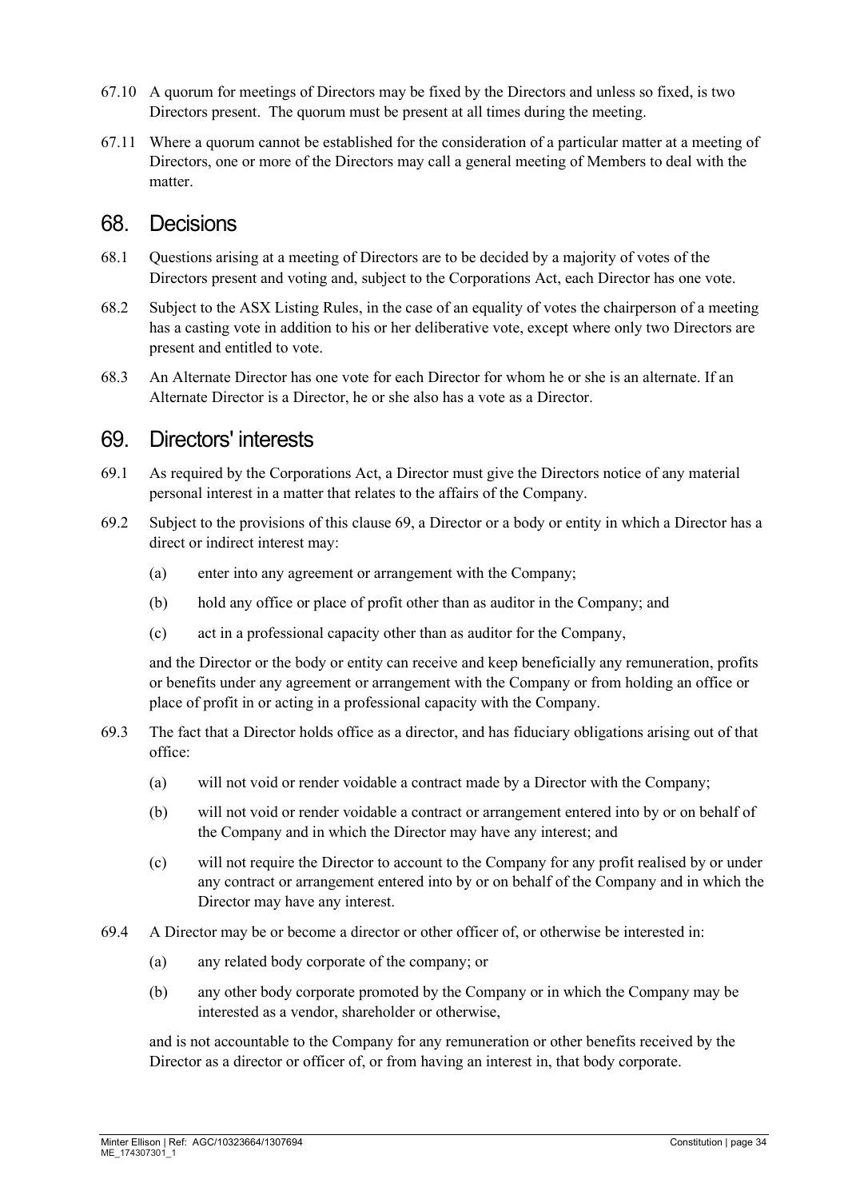67.10 A quorum for meetings of Directors may be fixed by the Directors and unless so fixed, is two Directors present. The quorum must be present at all times during the meeting.

67.11 Where a quorum cannot be established for the consideration of a particular matter at a meeting of Directors, one or more of the Directors may call a general meeting of Members to deal with the matter.

## 68. Decisions

68.1 Questions arising at a meeting of Directors are to be decided by a majority of votes of the Directors present and voting and, subject to the Corporations Act, each Director has one vote.

68.2 Subject to the ASX Listing Rules, in the case of an equality of votes the chairperson of a meeting has a casting vote in addition to his or her deliberative vote, except where only two Directors are present and entitled to vote.

68.3 An Alternate Director has one vote for each Director for whom he or she is an alternate. If an Alternate Director is a Director, he or she also has a vote as a Director.

## 69. Directors' interests

69.1 As required by the Corporations Act, a Director must give the Directors notice of any material personal interest in a matter that relates to the affairs of the Company.

69.2 Subject to the provisions of this clause 69, a Director or a body or entity in which a Director has a direct or indirect interest may:

(a) enter into any agreement or arrangement with the Company;

(b) hold any office or place of profit other than as auditor in the Company; and

(c) act in a professional capacity other than as auditor for the Company,

and the Director or the body or entity can receive and keep beneficially any remuneration, profits or benefits under any agreement or arrangement with the Company or from holding an office or place of profit in or acting in a professional capacity with the Company.

69.3 The fact that a Director holds office as a director, and has fiduciary obligations arising out of that office:

(a) will not void or render voidable a contract made by a Director with the Company;

(b) will not void or render voidable a contract or arrangement entered into by or on behalf of the Company and in which the Director may have any interest; and

(c) will not require the Director to account to the Company for any profit realised by or under any contract or arrangement entered into by or on behalf of the Company and in which the Director may have any interest.

69.4 A Director may be or become a director or other officer of, or otherwise be interested in:

(a) any related body corporate of the company; or

(b) any other body corporate promoted by the Company or in which the Company may be interested as a vendor, shareholder or otherwise,

and is not accountable to the Company for any remuneration or other benefits received by the Director as a director or officer of, or from having an interest in, that body corporate.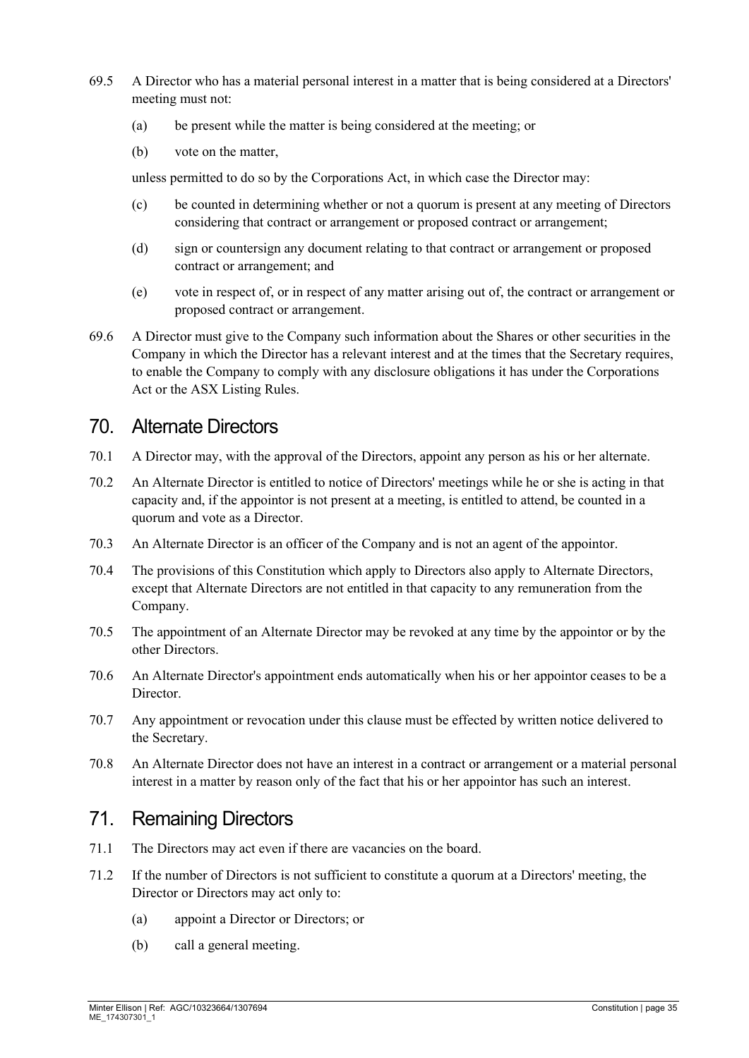69.5 A Director who has a material personal interest in a matter that is being considered at a Directors' meeting must not:

(a) be present while the matter is being considered at the meeting; or

(b) vote on the matter,

unless permitted to do so by the Corporations Act, in which case the Director may:

(c) be counted in determining whether or not a quorum is present at any meeting of Directors considering that contract or arrangement or proposed contract or arrangement;

(d) sign or countersign any document relating to that contract or arrangement or proposed contract or arrangement; and

(e) vote in respect of, or in respect of any matter arising out of, the contract or arrangement or proposed contract or arrangement.

69.6 A Director must give to the Company such information about the Shares or other securities in the Company in which the Director has a relevant interest and at the times that the Secretary requires, to enable the Company to comply with any disclosure obligations it has under the Corporations Act or the ASX Listing Rules.

## 70. Alternate Directors

70.1 A Director may, with the approval of the Directors, appoint any person as his or her alternate.

70.2 An Alternate Director is entitled to notice of Directors' meetings while he or she is acting in that capacity and, if the appointor is not present at a meeting, is entitled to attend, be counted in a quorum and vote as a Director.

70.3 An Alternate Director is an officer of the Company and is not an agent of the appointor.

70.4 The provisions of this Constitution which apply to Directors also apply to Alternate Directors, except that Alternate Directors are not entitled in that capacity to any remuneration from the Company.

70.5 The appointment of an Alternate Director may be revoked at any time by the appointor or by the other Directors.

70.6 An Alternate Director's appointment ends automatically when his or her appointor ceases to be a Director.

70.7 Any appointment or revocation under this clause must be effected by written notice delivered to the Secretary.

70.8 An Alternate Director does not have an interest in a contract or arrangement or a material personal interest in a matter by reason only of the fact that his or her appointor has such an interest.

## 71. Remaining Directors

71.1 The Directors may act even if there are vacancies on the board.

71.2 If the number of Directors is not sufficient to constitute a quorum at a Directors' meeting, the Director or Directors may act only to:

(a) appoint a Director or Directors; or

(b) call a general meeting.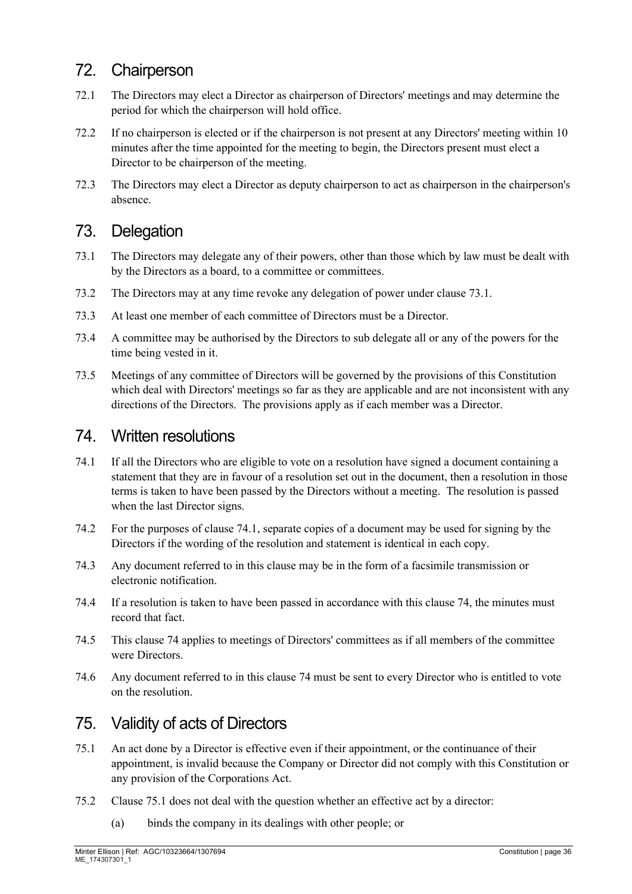## 72. Chairperson

72.1 The Directors may elect a Director as chairperson of Directors' meetings and may determine the period for which the chairperson will hold office.

72.2 If no chairperson is elected or if the chairperson is not present at any Directors' meeting within 10 minutes after the time appointed for the meeting to begin, the Directors present must elect a Director to be chairperson of the meeting.

72.3 The Directors may elect a Director as deputy chairperson to act as chairperson in the chairperson's absence.

## 73. Delegation

73.1 The Directors may delegate any of their powers, other than those which by law must be dealt with by the Directors as a board, to a committee or committees.

73.2 The Directors may at any time revoke any delegation of power under clause 73.1.

73.3 At least one member of each committee of Directors must be a Director.

73.4 A committee may be authorised by the Directors to sub delegate all or any of the powers for the time being vested in it.

73.5 Meetings of any committee of Directors will be governed by the provisions of this Constitution which deal with Directors' meetings so far as they are applicable and are not inconsistent with any directions of the Directors. The provisions apply as if each member was a Director.

## 74. Written resolutions

74.1 If all the Directors who are eligible to vote on a resolution have signed a document containing a statement that they are in favour of a resolution set out in the document, then a resolution in those terms is taken to have been passed by the Directors without a meeting. The resolution is passed when the last Director signs.

74.2 For the purposes of clause 74.1, separate copies of a document may be used for signing by the Directors if the wording of the resolution and statement is identical in each copy.

74.3 Any document referred to in this clause may be in the form of a facsimile transmission or electronic notification.

74.4 If a resolution is taken to have been passed in accordance with this clause 74, the minutes must record that fact.

74.5 This clause 74 applies to meetings of Directors' committees as if all members of the committee were Directors.

74.6 Any document referred to in this clause 74 must be sent to every Director who is entitled to vote on the resolution.

## 75. Validity of acts of Directors

75.1 An act done by a Director is effective even if their appointment, or the continuance of their appointment, is invalid because the Company or Director did not comply with this Constitution or any provision of the Corporations Act.

75.2 Clause 75.1 does not deal with the question whether an effective act by a director:

(a) binds the company in its dealings with other people; or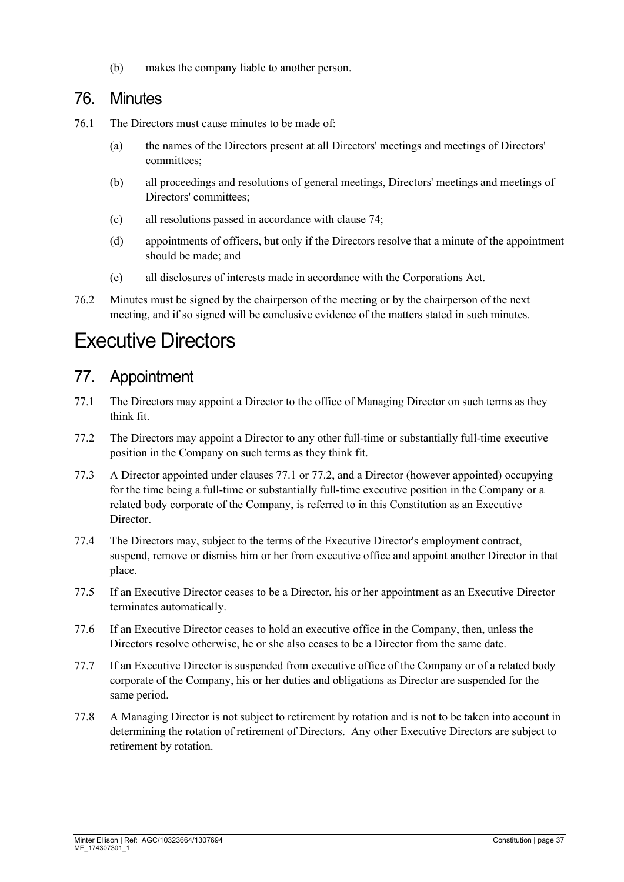(b) makes the company liable to another person.

## 76. Minutes

76.1 The Directors must cause minutes to be made of:

(a) the names of the Directors present at all Directors' meetings and meetings of Directors' committees;

(b) all proceedings and resolutions of general meetings, Directors' meetings and meetings of Directors' committees;

(c) all resolutions passed in accordance with clause 74;

(d) appointments of officers, but only if the Directors resolve that a minute of the appointment should be made; and

(e) all disclosures of interests made in accordance with the Corporations Act.

76.2 Minutes must be signed by the chairperson of the meeting or by the chairperson of the next meeting, and if so signed will be conclusive evidence of the matters stated in such minutes.

# Executive Directors

## 77. Appointment

77.1 The Directors may appoint a Director to the office of Managing Director on such terms as they think fit.

77.2 The Directors may appoint a Director to any other full-time or substantially full-time executive position in the Company on such terms as they think fit.

77.3 A Director appointed under clauses 77.1 or 77.2, and a Director (however appointed) occupying for the time being a full-time or substantially full-time executive position in the Company or a related body corporate of the Company, is referred to in this Constitution as an Executive Director.

77.4 The Directors may, subject to the terms of the Executive Director's employment contract, suspend, remove or dismiss him or her from executive office and appoint another Director in that place.

77.5 If an Executive Director ceases to be a Director, his or her appointment as an Executive Director terminates automatically.

77.6 If an Executive Director ceases to hold an executive office in the Company, then, unless the Directors resolve otherwise, he or she also ceases to be a Director from the same date.

77.7 If an Executive Director is suspended from executive office of the Company or of a related body corporate of the Company, his or her duties and obligations as Director are suspended for the same period.

77.8 A Managing Director is not subject to retirement by rotation and is not to be taken into account in determining the rotation of retirement of Directors. Any other Executive Directors are subject to retirement by rotation.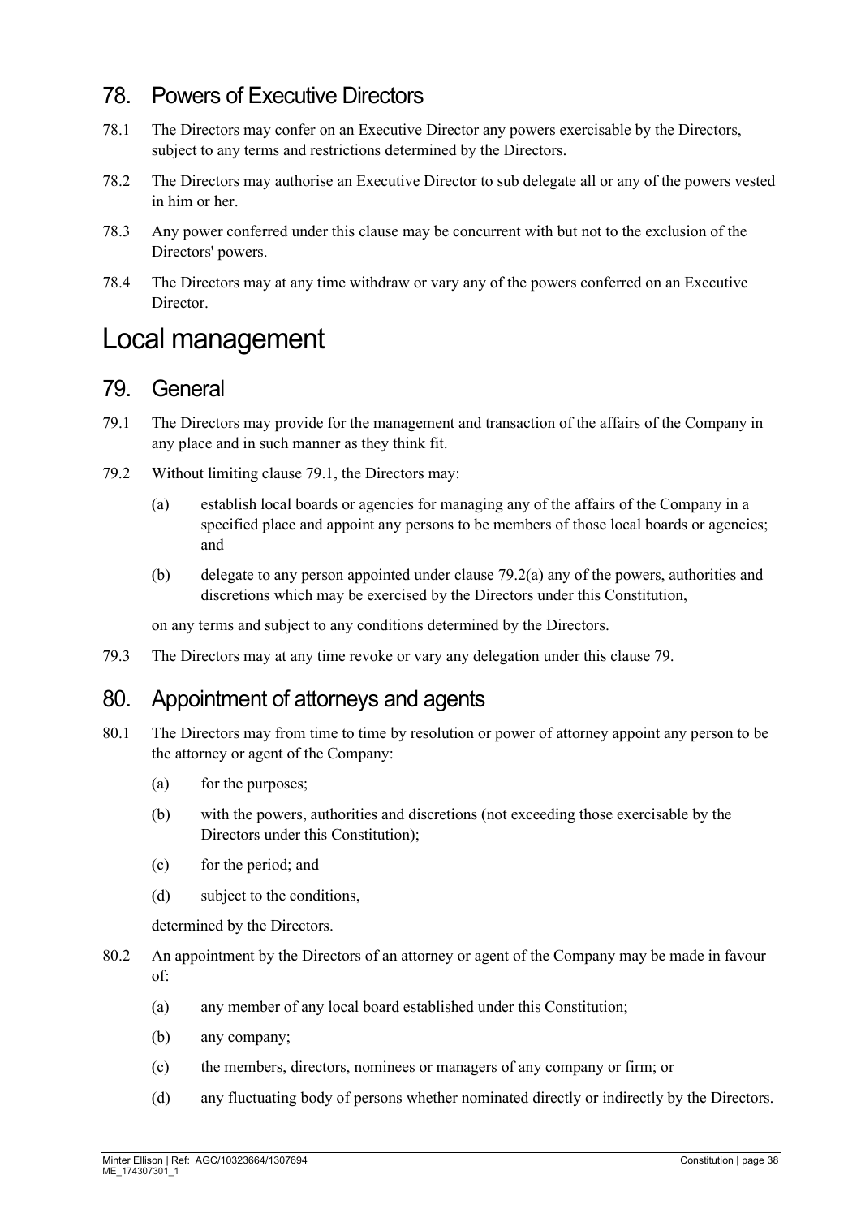## 78. Powers of Executive Directors

78.1 The Directors may confer on an Executive Director any powers exercisable by the Directors, subject to any terms and restrictions determined by the Directors.

78.2 The Directors may authorise an Executive Director to sub delegate all or any of the powers vested in him or her.

78.3 Any power conferred under this clause may be concurrent with but not to the exclusion of the Directors' powers.

78.4 The Directors may at any time withdraw or vary any of the powers conferred on an Executive Director.

# Local management

## 79. General

79.1 The Directors may provide for the management and transaction of the affairs of the Company in any place and in such manner as they think fit.

79.2 Without limiting clause 79.1, the Directors may:

(a) establish local boards or agencies for managing any of the affairs of the Company in a specified place and appoint any persons to be members of those local boards or agencies; and

(b) delegate to any person appointed under clause 79.2(a) any of the powers, authorities and discretions which may be exercised by the Directors under this Constitution,

on any terms and subject to any conditions determined by the Directors.

79.3 The Directors may at any time revoke or vary any delegation under this clause 79.

## 80. Appointment of attorneys and agents

80.1 The Directors may from time to time by resolution or power of attorney appoint any person to be the attorney or agent of the Company:

(a) for the purposes;

(b) with the powers, authorities and discretions (not exceeding those exercisable by the Directors under this Constitution);

(c) for the period; and

(d) subject to the conditions,

determined by the Directors.

80.2 An appointment by the Directors of an attorney or agent of the Company may be made in favour of:

(a) any member of any local board established under this Constitution;

(b) any company;

(c) the members, directors, nominees or managers of any company or firm; or

(d) any fluctuating body of persons whether nominated directly or indirectly by the Directors.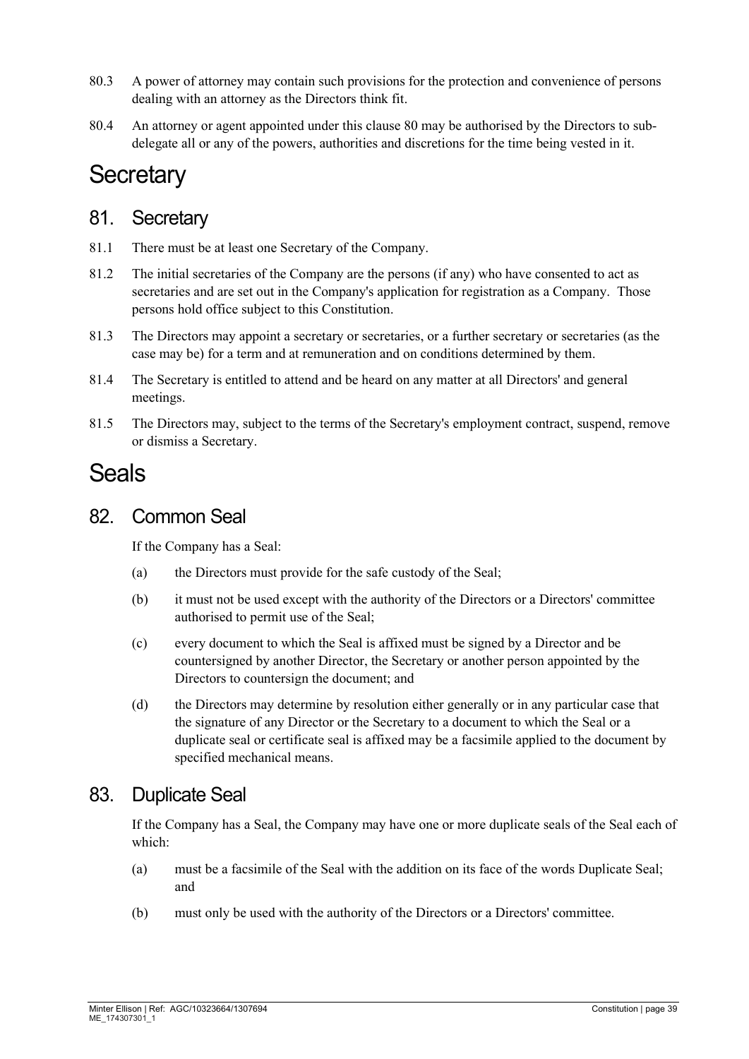80.3 A power of attorney may contain such provisions for the protection and convenience of persons dealing with an attorney as the Directors think fit.

80.4 An attorney or agent appointed under this clause 80 may be authorised by the Directors to sub-delegate all or any of the powers, authorities and discretions for the time being vested in it.

# Secretary

## 81. Secretary

81.1 There must be at least one Secretary of the Company.

81.2 The initial secretaries of the Company are the persons (if any) who have consented to act as secretaries and are set out in the Company's application for registration as a Company. Those persons hold office subject to this Constitution.

81.3 The Directors may appoint a secretary or secretaries, or a further secretary or secretaries (as the case may be) for a term and at remuneration and on conditions determined by them.

81.4 The Secretary is entitled to attend and be heard on any matter at all Directors' and general meetings.

81.5 The Directors may, subject to the terms of the Secretary's employment contract, suspend, remove or dismiss a Secretary.

# Seals

## 82. Common Seal

If the Company has a Seal:

(a) the Directors must provide for the safe custody of the Seal;

(b) it must not be used except with the authority of the Directors or a Directors' committee authorised to permit use of the Seal;

(c) every document to which the Seal is affixed must be signed by a Director and be countersigned by another Director, the Secretary or another person appointed by the Directors to countersign the document; and

(d) the Directors may determine by resolution either generally or in any particular case that the signature of any Director or the Secretary to a document to which the Seal or a duplicate seal or certificate seal is affixed may be a facsimile applied to the document by specified mechanical means.

## 83. Duplicate Seal

If the Company has a Seal, the Company may have one or more duplicate seals of the Seal each of which:

(a) must be a facsimile of the Seal with the addition on its face of the words Duplicate Seal; and

(b) must only be used with the authority of the Directors or a Directors' committee.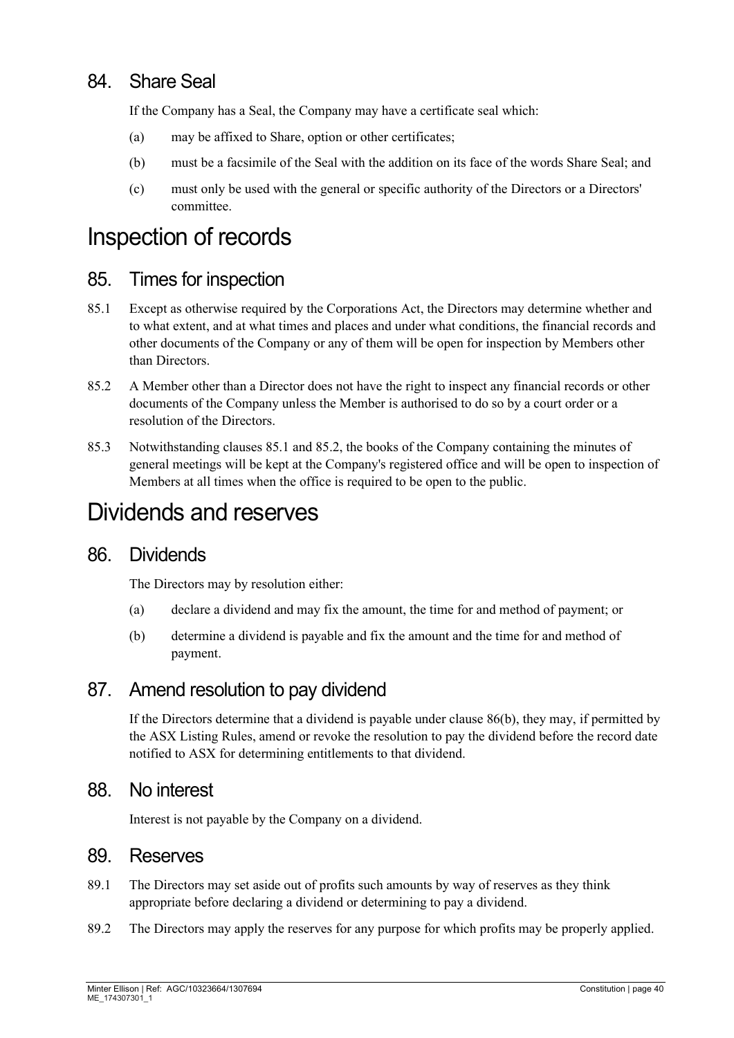## 84. Share Seal

If the Company has a Seal, the Company may have a certificate seal which:

(a) may be affixed to Share, option or other certificates;

(b) must be a facsimile of the Seal with the addition on its face of the words Share Seal; and

(c) must only be used with the general or specific authority of the Directors or a Directors' committee.

# Inspection of records

## 85. Times for inspection

85.1 Except as otherwise required by the Corporations Act, the Directors may determine whether and to what extent, and at what times and places and under what conditions, the financial records and other documents of the Company or any of them will be open for inspection by Members other than Directors.

85.2 A Member other than a Director does not have the right to inspect any financial records or other documents of the Company unless the Member is authorised to do so by a court order or a resolution of the Directors.

85.3 Notwithstanding clauses 85.1 and 85.2, the books of the Company containing the minutes of general meetings will be kept at the Company's registered office and will be open to inspection of Members at all times when the office is required to be open to the public.

# Dividends and reserves

## 86. Dividends

The Directors may by resolution either:

(a) declare a dividend and may fix the amount, the time for and method of payment; or

(b) determine a dividend is payable and fix the amount and the time for and method of payment.

## 87. Amend resolution to pay dividend

If the Directors determine that a dividend is payable under clause 86(b), they may, if permitted by the ASX Listing Rules, amend or revoke the resolution to pay the dividend before the record date notified to ASX for determining entitlements to that dividend.

## 88. No interest

Interest is not payable by the Company on a dividend.

## 89. Reserves

89.1 The Directors may set aside out of profits such amounts by way of reserves as they think appropriate before declaring a dividend or determining to pay a dividend.

89.2 The Directors may apply the reserves for any purpose for which profits may be properly applied.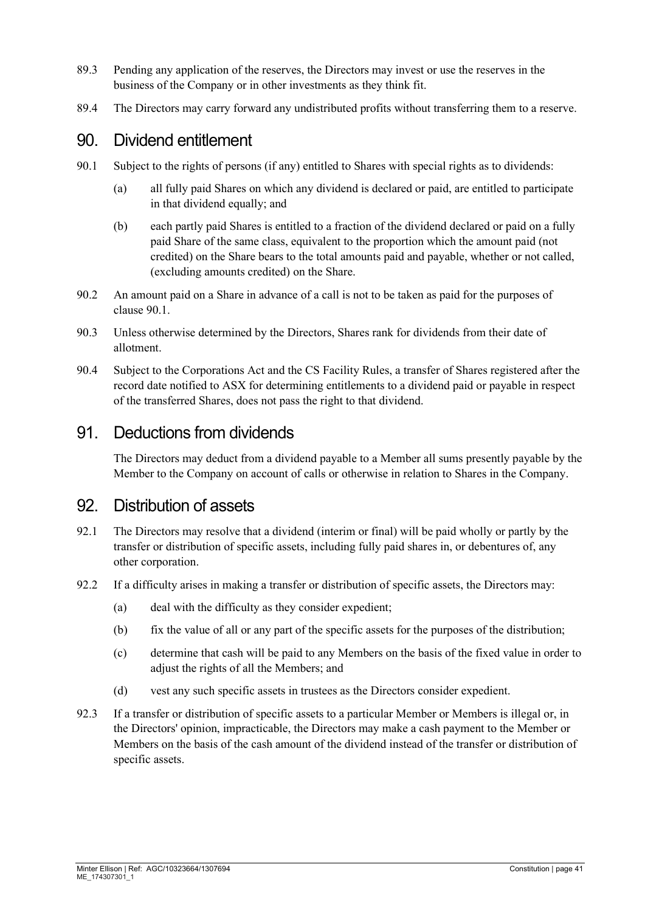89.3 Pending any application of the reserves, the Directors may invest or use the reserves in the business of the Company or in other investments as they think fit.

89.4 The Directors may carry forward any undistributed profits without transferring them to a reserve.

## 90. Dividend entitlement

90.1 Subject to the rights of persons (if any) entitled to Shares with special rights as to dividends:

(a) all fully paid Shares on which any dividend is declared or paid, are entitled to participate in that dividend equally; and

(b) each partly paid Shares is entitled to a fraction of the dividend declared or paid on a fully paid Share of the same class, equivalent to the proportion which the amount paid (not credited) on the Share bears to the total amounts paid and payable, whether or not called, (excluding amounts credited) on the Share.

90.2 An amount paid on a Share in advance of a call is not to be taken as paid for the purposes of clause 90.1.

90.3 Unless otherwise determined by the Directors, Shares rank for dividends from their date of allotment.

90.4 Subject to the Corporations Act and the CS Facility Rules, a transfer of Shares registered after the record date notified to ASX for determining entitlements to a dividend paid or payable in respect of the transferred Shares, does not pass the right to that dividend.

## 91. Deductions from dividends

The Directors may deduct from a dividend payable to a Member all sums presently payable by the Member to the Company on account of calls or otherwise in relation to Shares in the Company.

## 92. Distribution of assets

92.1 The Directors may resolve that a dividend (interim or final) will be paid wholly or partly by the transfer or distribution of specific assets, including fully paid shares in, or debentures of, any other corporation.

92.2 If a difficulty arises in making a transfer or distribution of specific assets, the Directors may:

(a) deal with the difficulty as they consider expedient;

(b) fix the value of all or any part of the specific assets for the purposes of the distribution;

(c) determine that cash will be paid to any Members on the basis of the fixed value in order to adjust the rights of all the Members; and

(d) vest any such specific assets in trustees as the Directors consider expedient.

92.3 If a transfer or distribution of specific assets to a particular Member or Members is illegal or, in the Directors' opinion, impracticable, the Directors may make a cash payment to the Member or Members on the basis of the cash amount of the dividend instead of the transfer or distribution of specific assets.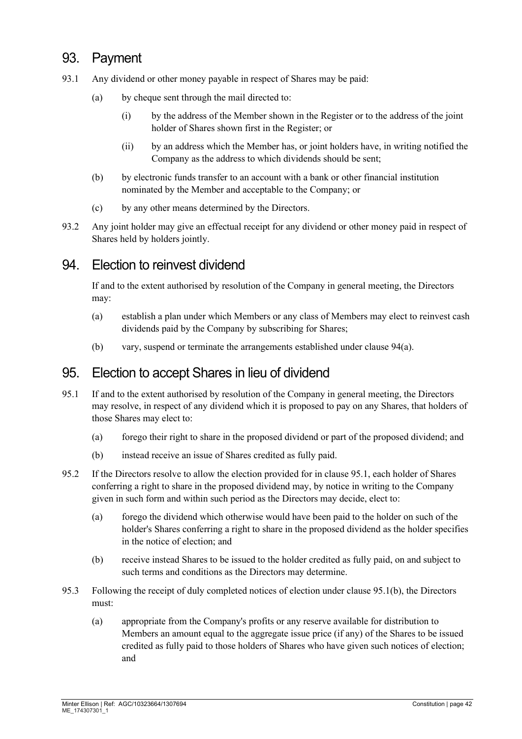## 93. Payment

93.1 Any dividend or other money payable in respect of Shares may be paid:

(a) by cheque sent through the mail directed to:

(i) by the address of the Member shown in the Register or to the address of the joint holder of Shares shown first in the Register; or

(ii) by an address which the Member has, or joint holders have, in writing notified the Company as the address to which dividends should be sent;

(b) by electronic funds transfer to an account with a bank or other financial institution nominated by the Member and acceptable to the Company; or

(c) by any other means determined by the Directors.

93.2 Any joint holder may give an effectual receipt for any dividend or other money paid in respect of Shares held by holders jointly.

## 94. Election to reinvest dividend

If and to the extent authorised by resolution of the Company in general meeting, the Directors may:

(a) establish a plan under which Members or any class of Members may elect to reinvest cash dividends paid by the Company by subscribing for Shares;

(b) vary, suspend or terminate the arrangements established under clause 94(a).

## 95. Election to accept Shares in lieu of dividend

95.1 If and to the extent authorised by resolution of the Company in general meeting, the Directors may resolve, in respect of any dividend which it is proposed to pay on any Shares, that holders of those Shares may elect to:

(a) forego their right to share in the proposed dividend or part of the proposed dividend; and

(b) instead receive an issue of Shares credited as fully paid.

95.2 If the Directors resolve to allow the election provided for in clause 95.1, each holder of Shares conferring a right to share in the proposed dividend may, by notice in writing to the Company given in such form and within such period as the Directors may decide, elect to:

(a) forego the dividend which otherwise would have been paid to the holder on such of the holder's Shares conferring a right to share in the proposed dividend as the holder specifies in the notice of election; and

(b) receive instead Shares to be issued to the holder credited as fully paid, on and subject to such terms and conditions as the Directors may determine.

95.3 Following the receipt of duly completed notices of election under clause 95.1(b), the Directors must:

(a) appropriate from the Company's profits or any reserve available for distribution to Members an amount equal to the aggregate issue price (if any) of the Shares to be issued credited as fully paid to those holders of Shares who have given such notices of election; and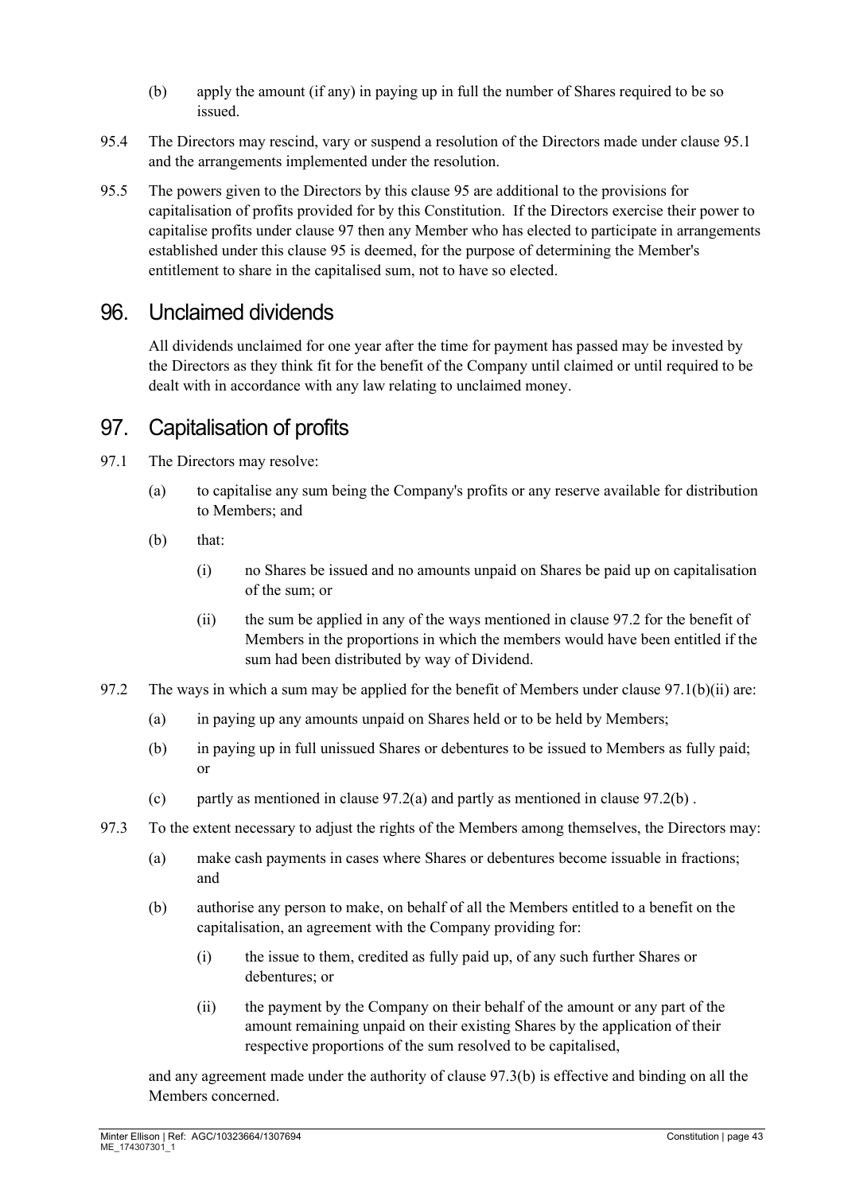(b) apply the amount (if any) in paying up in full the number of Shares required to be so issued.

95.4 The Directors may rescind, vary or suspend a resolution of the Directors made under clause 95.1 and the arrangements implemented under the resolution.

95.5 The powers given to the Directors by this clause 95 are additional to the provisions for capitalisation of profits provided for by this Constitution. If the Directors exercise their power to capitalise profits under clause 97 then any Member who has elected to participate in arrangements established under this clause 95 is deemed, for the purpose of determining the Member's entitlement to share in the capitalised sum, not to have so elected.

# 96. Unclaimed dividends

All dividends unclaimed for one year after the time for payment has passed may be invested by the Directors as they think fit for the benefit of the Company until claimed or until required to be dealt with in accordance with any law relating to unclaimed money.

# 97. Capitalisation of profits

97.1 The Directors may resolve:

(a) to capitalise any sum being the Company's profits or any reserve available for distribution to Members; and

(b) that:

(i) no Shares be issued and no amounts unpaid on Shares be paid up on capitalisation of the sum; or

(ii) the sum be applied in any of the ways mentioned in clause 97.2 for the benefit of Members in the proportions in which the members would have been entitled if the sum had been distributed by way of Dividend.

97.2 The ways in which a sum may be applied for the benefit of Members under clause 97.1(b)(ii) are:

(a) in paying up any amounts unpaid on Shares held or to be held by Members;

(b) in paying up in full unissued Shares or debentures to be issued to Members as fully paid; or

(c) partly as mentioned in clause 97.2(a) and partly as mentioned in clause 97.2(b) .

97.3 To the extent necessary to adjust the rights of the Members among themselves, the Directors may:

(a) make cash payments in cases where Shares or debentures become issuable in fractions; and

(b) authorise any person to make, on behalf of all the Members entitled to a benefit on the capitalisation, an agreement with the Company providing for:

(i) the issue to them, credited as fully paid up, of any such further Shares or debentures; or

(ii) the payment by the Company on their behalf of the amount or any part of the amount remaining unpaid on their existing Shares by the application of their respective proportions of the sum resolved to be capitalised,

and any agreement made under the authority of clause 97.3(b) is effective and binding on all the Members concerned.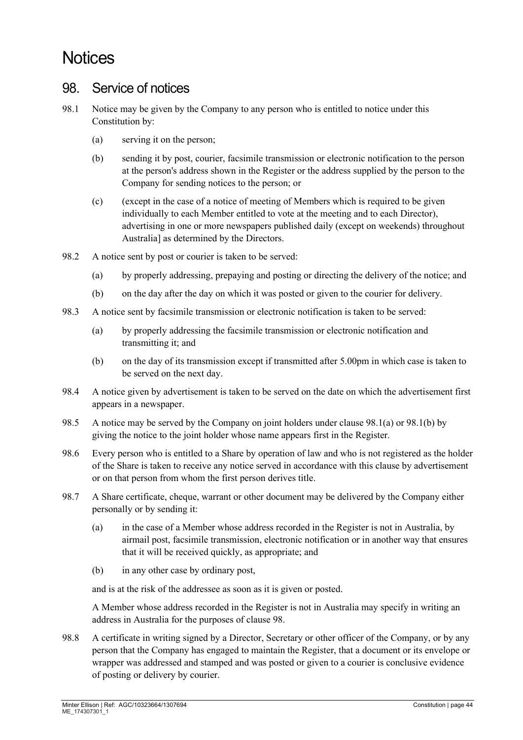# Notices

## 98. Service of notices

98.1 Notice may be given by the Company to any person who is entitled to notice under this Constitution by:

(a) serving it on the person;

(b) sending it by post, courier, facsimile transmission or electronic notification to the person at the person's address shown in the Register or the address supplied by the person to the Company for sending notices to the person; or

(c) (except in the case of a notice of meeting of Members which is required to be given individually to each Member entitled to vote at the meeting and to each Director), advertising in one or more newspapers published daily (except on weekends) throughout Australia] as determined by the Directors.

98.2 A notice sent by post or courier is taken to be served:

(a) by properly addressing, prepaying and posting or directing the delivery of the notice; and

(b) on the day after the day on which it was posted or given to the courier for delivery.

98.3 A notice sent by facsimile transmission or electronic notification is taken to be served:

(a) by properly addressing the facsimile transmission or electronic notification and transmitting it; and

(b) on the day of its transmission except if transmitted after 5.00pm in which case is taken to be served on the next day.

98.4 A notice given by advertisement is taken to be served on the date on which the advertisement first appears in a newspaper.

98.5 A notice may be served by the Company on joint holders under clause 98.1(a) or 98.1(b) by giving the notice to the joint holder whose name appears first in the Register.

98.6 Every person who is entitled to a Share by operation of law and who is not registered as the holder of the Share is taken to receive any notice served in accordance with this clause by advertisement or on that person from whom the first person derives title.

98.7 A Share certificate, cheque, warrant or other document may be delivered by the Company either personally or by sending it:

(a) in the case of a Member whose address recorded in the Register is not in Australia, by airmail post, facsimile transmission, electronic notification or in another way that ensures that it will be received quickly, as appropriate; and

(b) in any other case by ordinary post,

and is at the risk of the addressee as soon as it is given or posted.

A Member whose address recorded in the Register is not in Australia may specify in writing an address in Australia for the purposes of clause 98.

98.8 A certificate in writing signed by a Director, Secretary or other officer of the Company, or by any person that the Company has engaged to maintain the Register, that a document or its envelope or wrapper was addressed and stamped and was posted or given to a courier is conclusive evidence of posting or delivery by courier.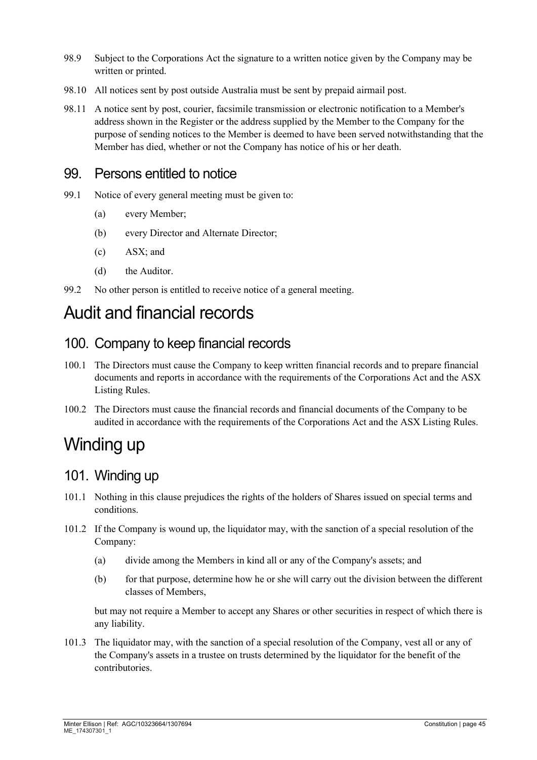98.9 Subject to the Corporations Act the signature to a written notice given by the Company may be written or printed.

98.10 All notices sent by post outside Australia must be sent by prepaid airmail post.

98.11 A notice sent by post, courier, facsimile transmission or electronic notification to a Member's address shown in the Register or the address supplied by the Member to the Company for the purpose of sending notices to the Member is deemed to have been served notwithstanding that the Member has died, whether or not the Company has notice of his or her death.

## 99. Persons entitled to notice

99.1 Notice of every general meeting must be given to:

(a) every Member;

(b) every Director and Alternate Director;

(c) ASX; and

(d) the Auditor.

99.2 No other person is entitled to receive notice of a general meeting.

# Audit and financial records

## 100. Company to keep financial records

100.1 The Directors must cause the Company to keep written financial records and to prepare financial documents and reports in accordance with the requirements of the Corporations Act and the ASX Listing Rules.

100.2 The Directors must cause the financial records and financial documents of the Company to be audited in accordance with the requirements of the Corporations Act and the ASX Listing Rules.

# Winding up

## 101. Winding up

101.1 Nothing in this clause prejudices the rights of the holders of Shares issued on special terms and conditions.

101.2 If the Company is wound up, the liquidator may, with the sanction of a special resolution of the Company:

(a) divide among the Members in kind all or any of the Company's assets; and

(b) for that purpose, determine how he or she will carry out the division between the different classes of Members,

but may not require a Member to accept any Shares or other securities in respect of which there is any liability.

101.3 The liquidator may, with the sanction of a special resolution of the Company, vest all or any of the Company's assets in a trustee on trusts determined by the liquidator for the benefit of the contributories.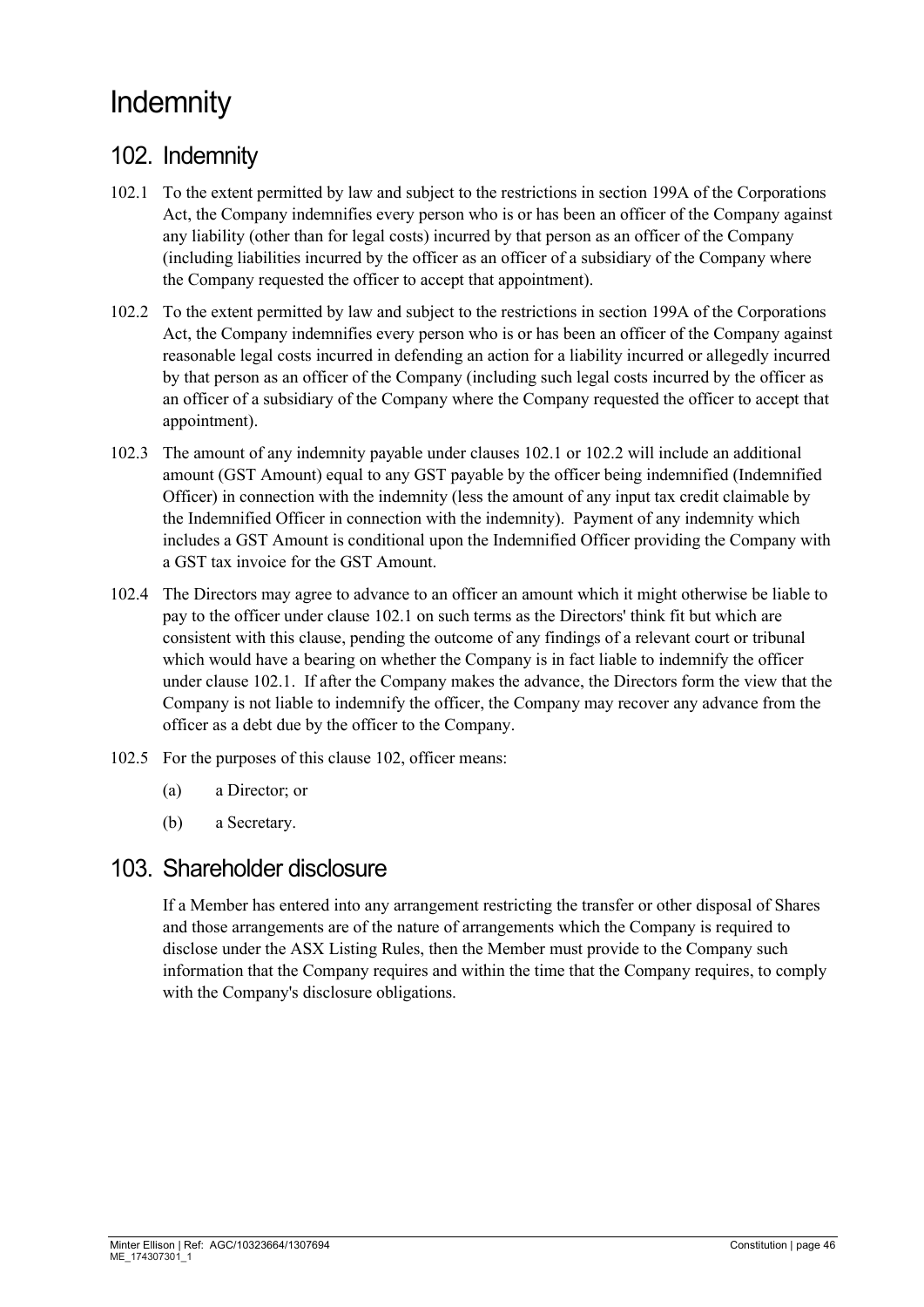# Indemnity

## 102. Indemnity

102.1 To the extent permitted by law and subject to the restrictions in section 199A of the Corporations Act, the Company indemnifies every person who is or has been an officer of the Company against any liability (other than for legal costs) incurred by that person as an officer of the Company (including liabilities incurred by the officer as an officer of a subsidiary of the Company where the Company requested the officer to accept that appointment).

102.2 To the extent permitted by law and subject to the restrictions in section 199A of the Corporations Act, the Company indemnifies every person who is or has been an officer of the Company against reasonable legal costs incurred in defending an action for a liability incurred or allegedly incurred by that person as an officer of the Company (including such legal costs incurred by the officer as an officer of a subsidiary of the Company where the Company requested the officer to accept that appointment).

102.3 The amount of any indemnity payable under clauses 102.1 or 102.2 will include an additional amount (GST Amount) equal to any GST payable by the officer being indemnified (Indemnified Officer) in connection with the indemnity (less the amount of any input tax credit claimable by the Indemnified Officer in connection with the indemnity). Payment of any indemnity which includes a GST Amount is conditional upon the Indemnified Officer providing the Company with a GST tax invoice for the GST Amount.

102.4 The Directors may agree to advance to an officer an amount which it might otherwise be liable to pay to the officer under clause 102.1 on such terms as the Directors' think fit but which are consistent with this clause, pending the outcome of any findings of a relevant court or tribunal which would have a bearing on whether the Company is in fact liable to indemnify the officer under clause 102.1. If after the Company makes the advance, the Directors form the view that the Company is not liable to indemnify the officer, the Company may recover any advance from the officer as a debt due by the officer to the Company.

102.5 For the purposes of this clause 102, officer means:

(a) a Director; or

(b) a Secretary.

## 103. Shareholder disclosure

If a Member has entered into any arrangement restricting the transfer or other disposal of Shares and those arrangements are of the nature of arrangements which the Company is required to disclose under the ASX Listing Rules, then the Member must provide to the Company such information that the Company requires and within the time that the Company requires, to comply with the Company's disclosure obligations.